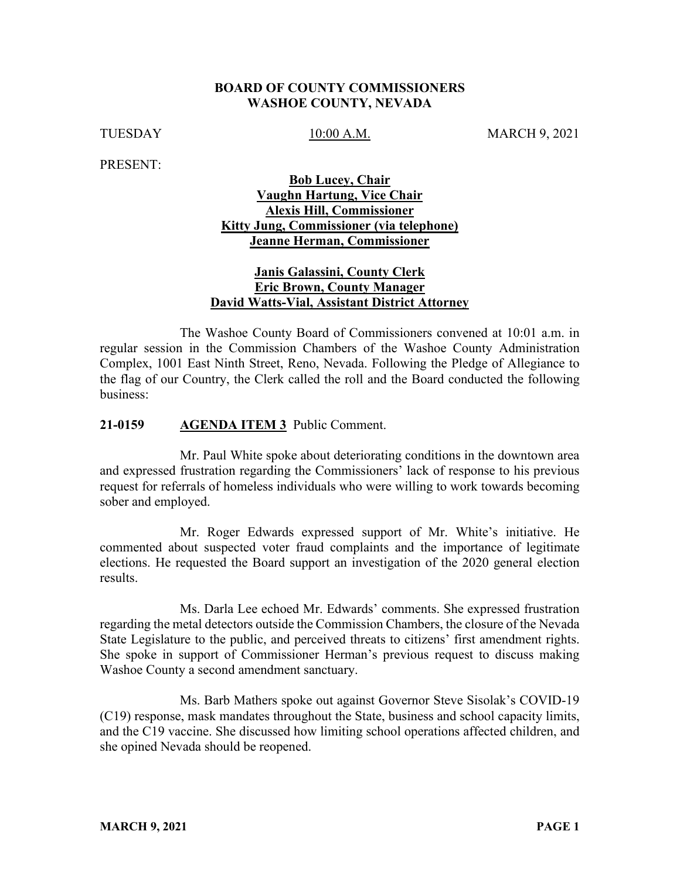# BOARD OF COUNTY COMMISSIONERS
# WASHOE COUNTY, NEVADA

TUESDAY 10:00 A.M. MARCH 9, 2021

PRESENT:

**Bob Lucey, Chair**
**Vaughn Hartung, Vice Chair**
**Alexis Hill, Commissioner**
**Kitty Jung, Commissioner (via telephone)**
**Jeanne Herman, Commissioner**

**Janis Galassini, County Clerk**
**Eric Brown, County Manager**
**David Watts-Vial, Assistant District Attorney**

The Washoe County Board of Commissioners convened at 10:01 a.m. in regular session in the Commission Chambers of the Washoe County Administration Complex, 1001 East Ninth Street, Reno, Nevada. Following the Pledge of Allegiance to the flag of our Country, the Clerk called the roll and the Board conducted the following business:

**21-0159 AGENDA ITEM 3** Public Comment.

Mr. Paul White spoke about deteriorating conditions in the downtown area and expressed frustration regarding the Commissioners' lack of response to his previous request for referrals of homeless individuals who were willing to work towards becoming sober and employed.

Mr. Roger Edwards expressed support of Mr. White's initiative. He commented about suspected voter fraud complaints and the importance of legitimate elections. He requested the Board support an investigation of the 2020 general election results.

Ms. Darla Lee echoed Mr. Edwards' comments. She expressed frustration regarding the metal detectors outside the Commission Chambers, the closure of the Nevada State Legislature to the public, and perceived threats to citizens' first amendment rights. She spoke in support of Commissioner Herman's previous request to discuss making Washoe County a second amendment sanctuary.

Ms. Barb Mathers spoke out against Governor Steve Sisolak's COVID-19 (C19) response, mask mandates throughout the State, business and school capacity limits, and the C19 vaccine. She discussed how limiting school operations affected children, and she opined Nevada should be reopened.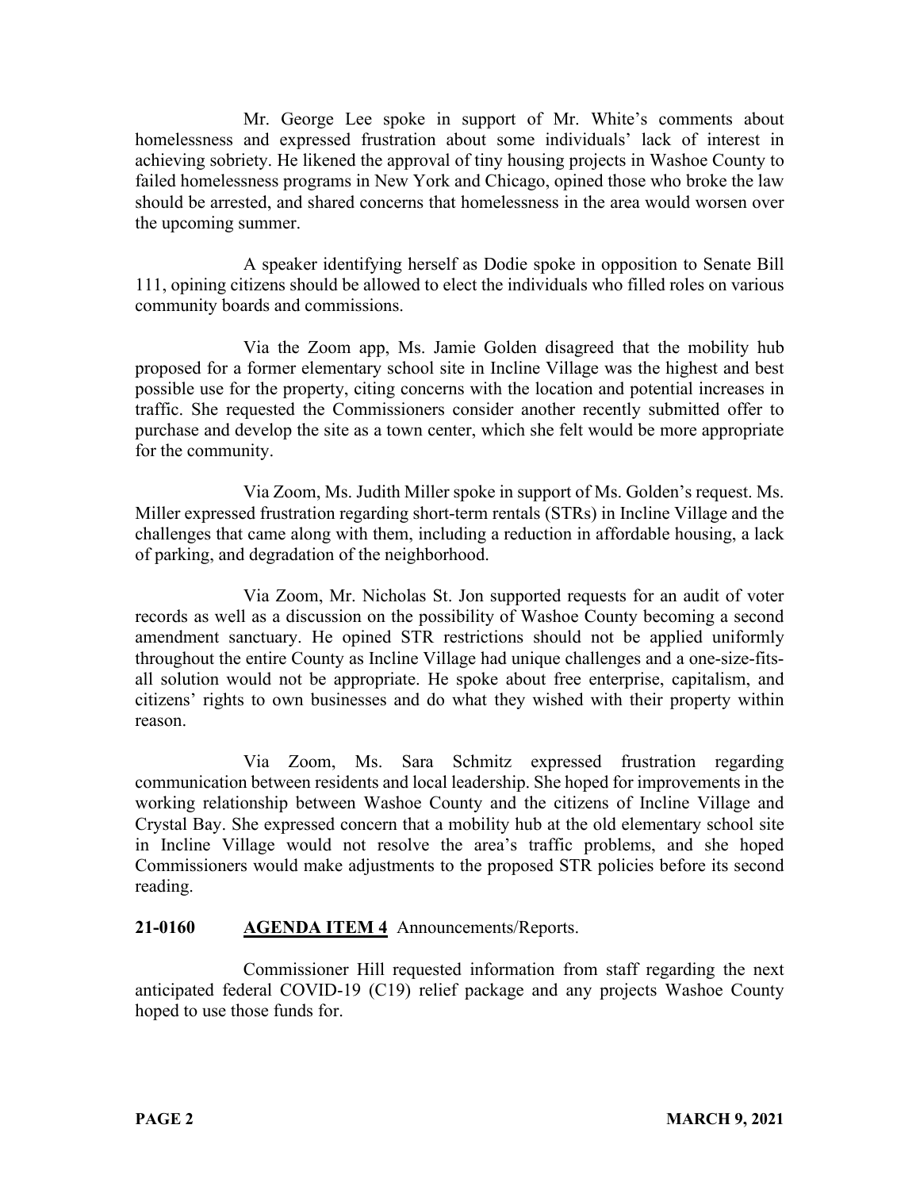Mr. George Lee spoke in support of Mr. White's comments about homelessness and expressed frustration about some individuals' lack of interest in achieving sobriety. He likened the approval of tiny housing projects in Washoe County to failed homelessness programs in New York and Chicago, opined those who broke the law should be arrested, and shared concerns that homelessness in the area would worsen over the upcoming summer.

A speaker identifying herself as Dodie spoke in opposition to Senate Bill 111, opining citizens should be allowed to elect the individuals who filled roles on various community boards and commissions.

Via the Zoom app, Ms. Jamie Golden disagreed that the mobility hub proposed for a former elementary school site in Incline Village was the highest and best possible use for the property, citing concerns with the location and potential increases in traffic. She requested the Commissioners consider another recently submitted offer to purchase and develop the site as a town center, which she felt would be more appropriate for the community.

Via Zoom, Ms. Judith Miller spoke in support of Ms. Golden's request. Ms. Miller expressed frustration regarding short-term rentals (STRs) in Incline Village and the challenges that came along with them, including a reduction in affordable housing, a lack of parking, and degradation of the neighborhood.

Via Zoom, Mr. Nicholas St. Jon supported requests for an audit of voter records as well as a discussion on the possibility of Washoe County becoming a second amendment sanctuary. He opined STR restrictions should not be applied uniformly throughout the entire County as Incline Village had unique challenges and a one-size-fits-all solution would not be appropriate. He spoke about free enterprise, capitalism, and citizens' rights to own businesses and do what they wished with their property within reason.

Via Zoom, Ms. Sara Schmitz expressed frustration regarding communication between residents and local leadership. She hoped for improvements in the working relationship between Washoe County and the citizens of Incline Village and Crystal Bay. She expressed concern that a mobility hub at the old elementary school site in Incline Village would not resolve the area's traffic problems, and she hoped Commissioners would make adjustments to the proposed STR policies before its second reading.

**21-0160 AGENDA ITEM 4** Announcements/Reports.

Commissioner Hill requested information from staff regarding the next anticipated federal COVID-19 (C19) relief package and any projects Washoe County hoped to use those funds for.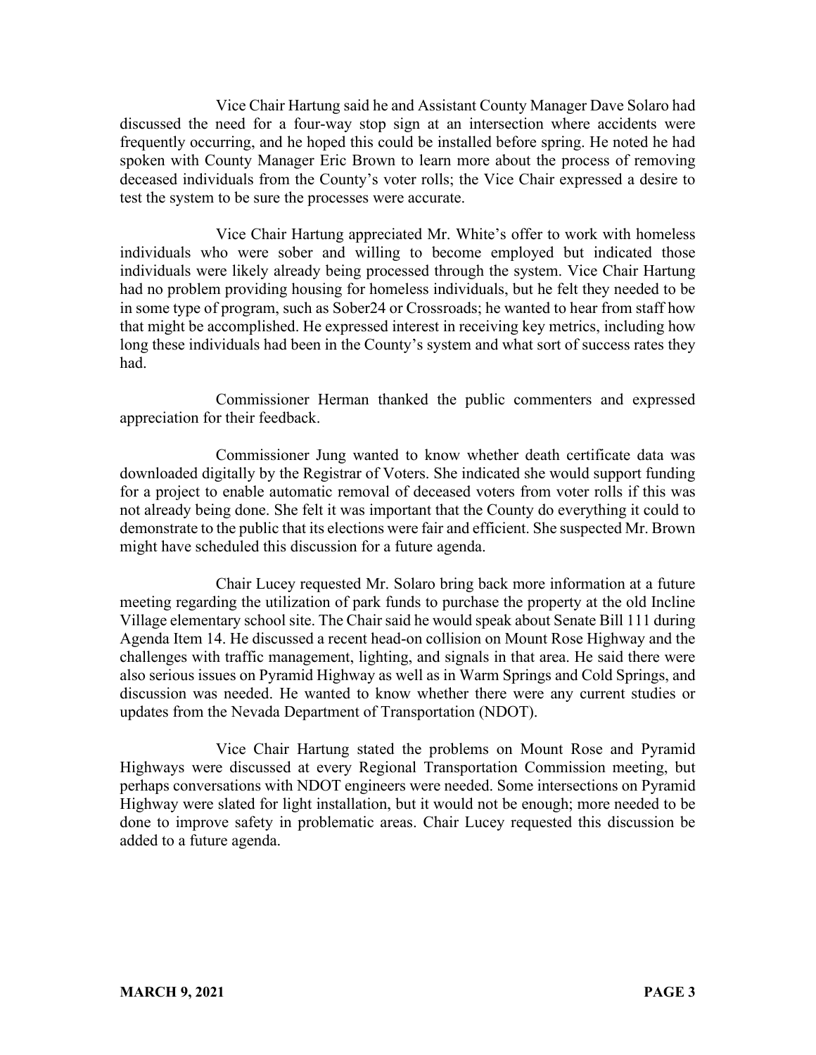Vice Chair Hartung said he and Assistant County Manager Dave Solaro had discussed the need for a four-way stop sign at an intersection where accidents were frequently occurring, and he hoped this could be installed before spring. He noted he had spoken with County Manager Eric Brown to learn more about the process of removing deceased individuals from the County's voter rolls; the Vice Chair expressed a desire to test the system to be sure the processes were accurate.

Vice Chair Hartung appreciated Mr. White's offer to work with homeless individuals who were sober and willing to become employed but indicated those individuals were likely already being processed through the system. Vice Chair Hartung had no problem providing housing for homeless individuals, but he felt they needed to be in some type of program, such as Sober24 or Crossroads; he wanted to hear from staff how that might be accomplished. He expressed interest in receiving key metrics, including how long these individuals had been in the County's system and what sort of success rates they had.

Commissioner Herman thanked the public commenters and expressed appreciation for their feedback.

Commissioner Jung wanted to know whether death certificate data was downloaded digitally by the Registrar of Voters. She indicated she would support funding for a project to enable automatic removal of deceased voters from voter rolls if this was not already being done. She felt it was important that the County do everything it could to demonstrate to the public that its elections were fair and efficient. She suspected Mr. Brown might have scheduled this discussion for a future agenda.

Chair Lucey requested Mr. Solaro bring back more information at a future meeting regarding the utilization of park funds to purchase the property at the old Incline Village elementary school site. The Chair said he would speak about Senate Bill 111 during Agenda Item 14. He discussed a recent head-on collision on Mount Rose Highway and the challenges with traffic management, lighting, and signals in that area. He said there were also serious issues on Pyramid Highway as well as in Warm Springs and Cold Springs, and discussion was needed. He wanted to know whether there were any current studies or updates from the Nevada Department of Transportation (NDOT).

Vice Chair Hartung stated the problems on Mount Rose and Pyramid Highways were discussed at every Regional Transportation Commission meeting, but perhaps conversations with NDOT engineers were needed. Some intersections on Pyramid Highway were slated for light installation, but it would not be enough; more needed to be done to improve safety in problematic areas. Chair Lucey requested this discussion be added to a future agenda.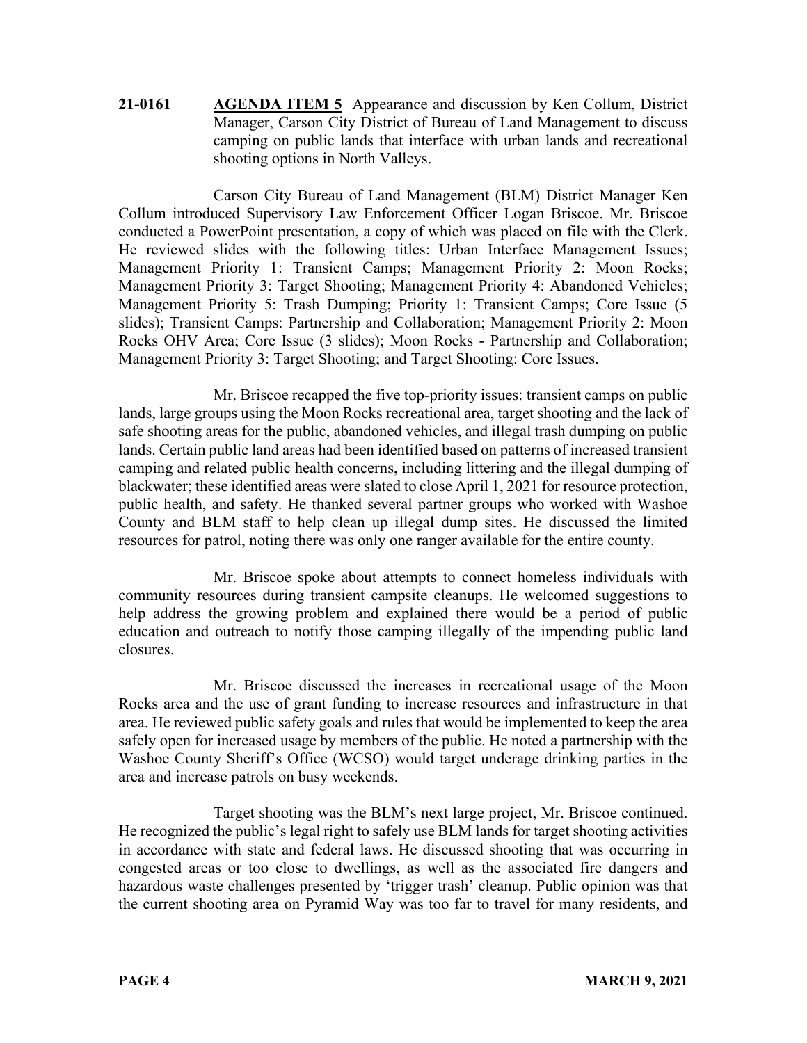**21-0161** **AGENDA ITEM 5** Appearance and discussion by Ken Collum, District Manager, Carson City District of Bureau of Land Management to discuss camping on public lands that interface with urban lands and recreational shooting options in North Valleys.

Carson City Bureau of Land Management (BLM) District Manager Ken Collum introduced Supervisory Law Enforcement Officer Logan Briscoe. Mr. Briscoe conducted a PowerPoint presentation, a copy of which was placed on file with the Clerk. He reviewed slides with the following titles: Urban Interface Management Issues; Management Priority 1: Transient Camps; Management Priority 2: Moon Rocks; Management Priority 3: Target Shooting; Management Priority 4: Abandoned Vehicles; Management Priority 5: Trash Dumping; Priority 1: Transient Camps; Core Issue (5 slides); Transient Camps: Partnership and Collaboration; Management Priority 2: Moon Rocks OHV Area; Core Issue (3 slides); Moon Rocks - Partnership and Collaboration; Management Priority 3: Target Shooting; and Target Shooting: Core Issues.

Mr. Briscoe recapped the five top-priority issues: transient camps on public lands, large groups using the Moon Rocks recreational area, target shooting and the lack of safe shooting areas for the public, abandoned vehicles, and illegal trash dumping on public lands. Certain public land areas had been identified based on patterns of increased transient camping and related public health concerns, including littering and the illegal dumping of blackwater; these identified areas were slated to close April 1, 2021 for resource protection, public health, and safety. He thanked several partner groups who worked with Washoe County and BLM staff to help clean up illegal dump sites. He discussed the limited resources for patrol, noting there was only one ranger available for the entire county.

Mr. Briscoe spoke about attempts to connect homeless individuals with community resources during transient campsite cleanups. He welcomed suggestions to help address the growing problem and explained there would be a period of public education and outreach to notify those camping illegally of the impending public land closures.

Mr. Briscoe discussed the increases in recreational usage of the Moon Rocks area and the use of grant funding to increase resources and infrastructure in that area. He reviewed public safety goals and rules that would be implemented to keep the area safely open for increased usage by members of the public. He noted a partnership with the Washoe County Sheriff's Office (WCSO) would target underage drinking parties in the area and increase patrols on busy weekends.

Target shooting was the BLM's next large project, Mr. Briscoe continued. He recognized the public's legal right to safely use BLM lands for target shooting activities in accordance with state and federal laws. He discussed shooting that was occurring in congested areas or too close to dwellings, as well as the associated fire dangers and hazardous waste challenges presented by 'trigger trash' cleanup. Public opinion was that the current shooting area on Pyramid Way was too far to travel for many residents, and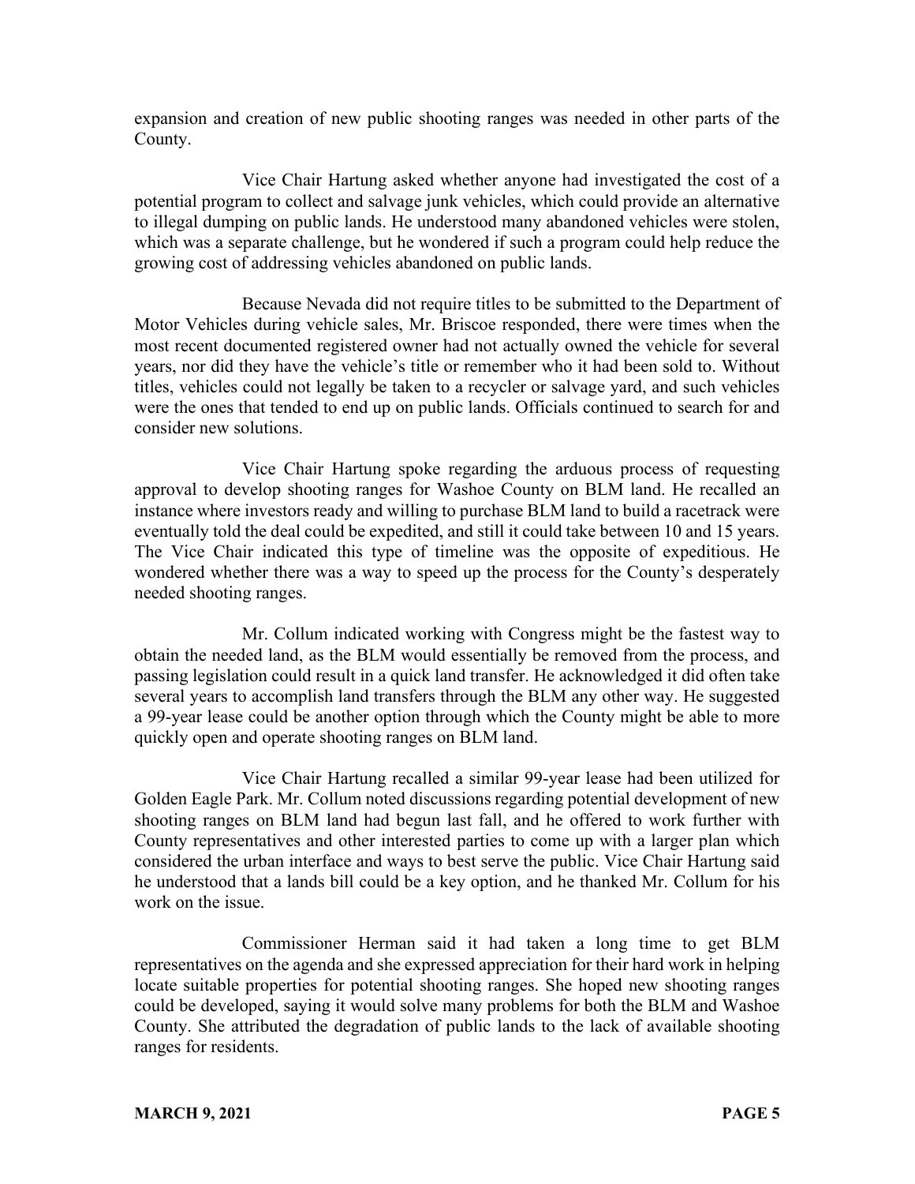expansion and creation of new public shooting ranges was needed in other parts of the County.

Vice Chair Hartung asked whether anyone had investigated the cost of a potential program to collect and salvage junk vehicles, which could provide an alternative to illegal dumping on public lands. He understood many abandoned vehicles were stolen, which was a separate challenge, but he wondered if such a program could help reduce the growing cost of addressing vehicles abandoned on public lands.

Because Nevada did not require titles to be submitted to the Department of Motor Vehicles during vehicle sales, Mr. Briscoe responded, there were times when the most recent documented registered owner had not actually owned the vehicle for several years, nor did they have the vehicle's title or remember who it had been sold to. Without titles, vehicles could not legally be taken to a recycler or salvage yard, and such vehicles were the ones that tended to end up on public lands. Officials continued to search for and consider new solutions.

Vice Chair Hartung spoke regarding the arduous process of requesting approval to develop shooting ranges for Washoe County on BLM land. He recalled an instance where investors ready and willing to purchase BLM land to build a racetrack were eventually told the deal could be expedited, and still it could take between 10 and 15 years. The Vice Chair indicated this type of timeline was the opposite of expeditious. He wondered whether there was a way to speed up the process for the County's desperately needed shooting ranges.

Mr. Collum indicated working with Congress might be the fastest way to obtain the needed land, as the BLM would essentially be removed from the process, and passing legislation could result in a quick land transfer. He acknowledged it did often take several years to accomplish land transfers through the BLM any other way. He suggested a 99-year lease could be another option through which the County might be able to more quickly open and operate shooting ranges on BLM land.

Vice Chair Hartung recalled a similar 99-year lease had been utilized for Golden Eagle Park. Mr. Collum noted discussions regarding potential development of new shooting ranges on BLM land had begun last fall, and he offered to work further with County representatives and other interested parties to come up with a larger plan which considered the urban interface and ways to best serve the public. Vice Chair Hartung said he understood that a lands bill could be a key option, and he thanked Mr. Collum for his work on the issue.

Commissioner Herman said it had taken a long time to get BLM representatives on the agenda and she expressed appreciation for their hard work in helping locate suitable properties for potential shooting ranges. She hoped new shooting ranges could be developed, saying it would solve many problems for both the BLM and Washoe County. She attributed the degradation of public lands to the lack of available shooting ranges for residents.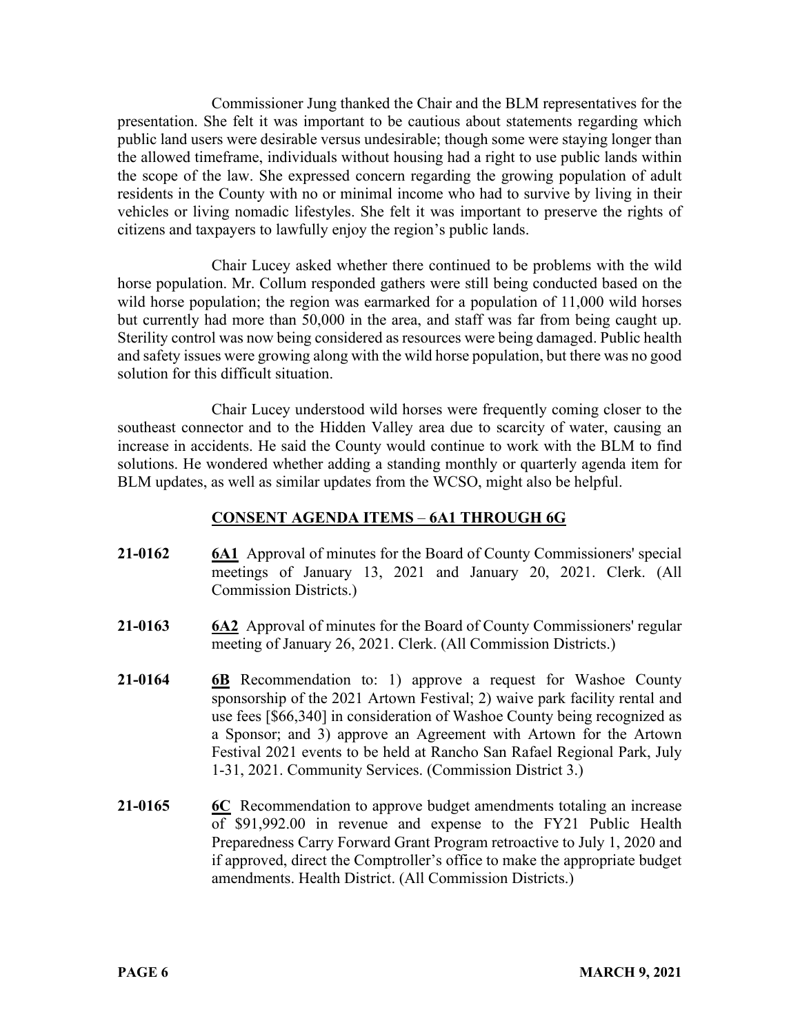Commissioner Jung thanked the Chair and the BLM representatives for the presentation. She felt it was important to be cautious about statements regarding which public land users were desirable versus undesirable; though some were staying longer than the allowed timeframe, individuals without housing had a right to use public lands within the scope of the law. She expressed concern regarding the growing population of adult residents in the County with no or minimal income who had to survive by living in their vehicles or living nomadic lifestyles. She felt it was important to preserve the rights of citizens and taxpayers to lawfully enjoy the region's public lands.

Chair Lucey asked whether there continued to be problems with the wild horse population. Mr. Collum responded gathers were still being conducted based on the wild horse population; the region was earmarked for a population of 11,000 wild horses but currently had more than 50,000 in the area, and staff was far from being caught up. Sterility control was now being considered as resources were being damaged. Public health and safety issues were growing along with the wild horse population, but there was no good solution for this difficult situation.

Chair Lucey understood wild horses were frequently coming closer to the southeast connector and to the Hidden Valley area due to scarcity of water, causing an increase in accidents. He said the County would continue to work with the BLM to find solutions. He wondered whether adding a standing monthly or quarterly agenda item for BLM updates, as well as similar updates from the WCSO, might also be helpful.

## CONSENT AGENDA ITEMS – 6A1 THROUGH 6G

**21-0162** **6A1** Approval of minutes for the Board of County Commissioners' special meetings of January 13, 2021 and January 20, 2021. Clerk. (All Commission Districts.)

**21-0163** **6A2** Approval of minutes for the Board of County Commissioners' regular meeting of January 26, 2021. Clerk. (All Commission Districts.)

**21-0164** **6B** Recommendation to: 1) approve a request for Washoe County sponsorship of the 2021 Artown Festival; 2) waive park facility rental and use fees [$66,340] in consideration of Washoe County being recognized as a Sponsor; and 3) approve an Agreement with Artown for the Artown Festival 2021 events to be held at Rancho San Rafael Regional Park, July 1-31, 2021. Community Services. (Commission District 3.)

**21-0165** **6C** Recommendation to approve budget amendments totaling an increase of $91,992.00 in revenue and expense to the FY21 Public Health Preparedness Carry Forward Grant Program retroactive to July 1, 2020 and if approved, direct the Comptroller's office to make the appropriate budget amendments. Health District. (All Commission Districts.)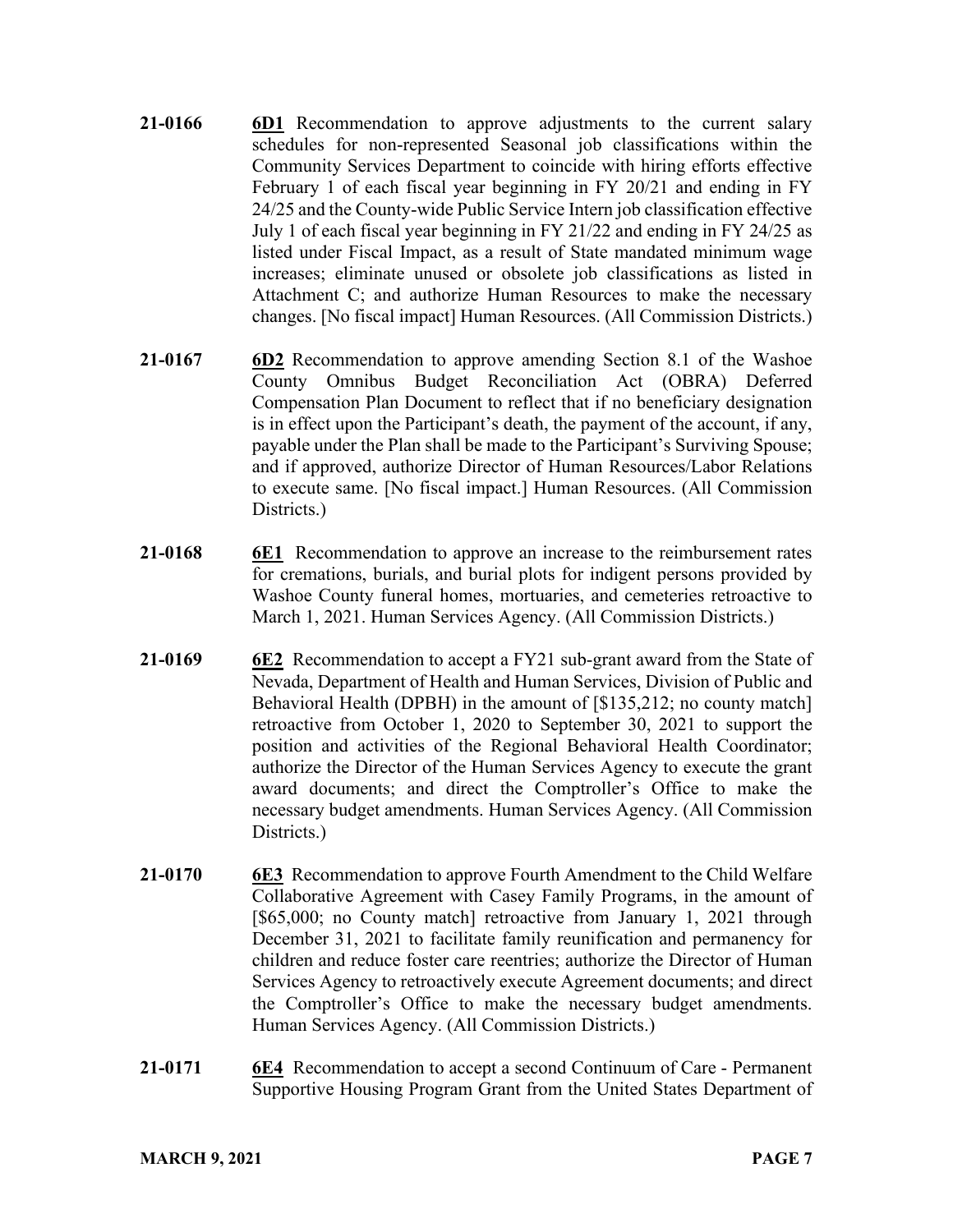**21-0166** **6D1** Recommendation to approve adjustments to the current salary schedules for non-represented Seasonal job classifications within the Community Services Department to coincide with hiring efforts effective February 1 of each fiscal year beginning in FY 20/21 and ending in FY 24/25 and the County-wide Public Service Intern job classification effective July 1 of each fiscal year beginning in FY 21/22 and ending in FY 24/25 as listed under Fiscal Impact, as a result of State mandated minimum wage increases; eliminate unused or obsolete job classifications as listed in Attachment C; and authorize Human Resources to make the necessary changes. [No fiscal impact] Human Resources. (All Commission Districts.)

**21-0167** **6D2** Recommendation to approve amending Section 8.1 of the Washoe County Omnibus Budget Reconciliation Act (OBRA) Deferred Compensation Plan Document to reflect that if no beneficiary designation is in effect upon the Participant's death, the payment of the account, if any, payable under the Plan shall be made to the Participant's Surviving Spouse; and if approved, authorize Director of Human Resources/Labor Relations to execute same. [No fiscal impact.] Human Resources. (All Commission Districts.)

**21-0168** **6E1** Recommendation to approve an increase to the reimbursement rates for cremations, burials, and burial plots for indigent persons provided by Washoe County funeral homes, mortuaries, and cemeteries retroactive to March 1, 2021. Human Services Agency. (All Commission Districts.)

**21-0169** **6E2** Recommendation to accept a FY21 sub-grant award from the State of Nevada, Department of Health and Human Services, Division of Public and Behavioral Health (DPBH) in the amount of [$135,212; no county match] retroactive from October 1, 2020 to September 30, 2021 to support the position and activities of the Regional Behavioral Health Coordinator; authorize the Director of the Human Services Agency to execute the grant award documents; and direct the Comptroller's Office to make the necessary budget amendments. Human Services Agency. (All Commission Districts.)

**21-0170** **6E3** Recommendation to approve Fourth Amendment to the Child Welfare Collaborative Agreement with Casey Family Programs, in the amount of [$65,000; no County match] retroactive from January 1, 2021 through December 31, 2021 to facilitate family reunification and permanency for children and reduce foster care reentries; authorize the Director of Human Services Agency to retroactively execute Agreement documents; and direct the Comptroller's Office to make the necessary budget amendments. Human Services Agency. (All Commission Districts.)

**21-0171** **6E4** Recommendation to accept a second Continuum of Care - Permanent Supportive Housing Program Grant from the United States Department of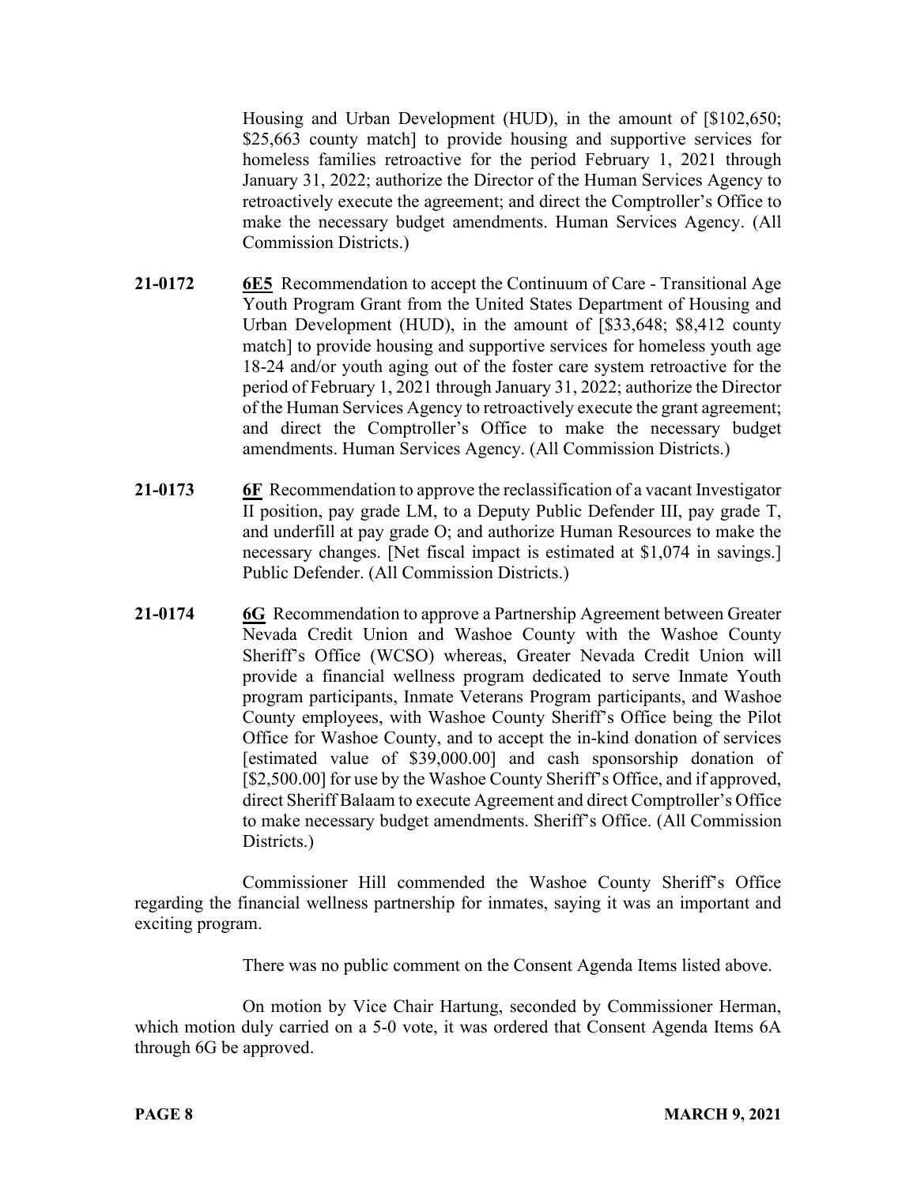Housing and Urban Development (HUD), in the amount of [$102,650; $25,663 county match] to provide housing and supportive services for homeless families retroactive for the period February 1, 2021 through January 31, 2022; authorize the Director of the Human Services Agency to retroactively execute the agreement; and direct the Comptroller's Office to make the necessary budget amendments. Human Services Agency. (All Commission Districts.)

**21-0172** **6E5** Recommendation to accept the Continuum of Care - Transitional Age Youth Program Grant from the United States Department of Housing and Urban Development (HUD), in the amount of [$33,648; $8,412 county match] to provide housing and supportive services for homeless youth age 18-24 and/or youth aging out of the foster care system retroactive for the period of February 1, 2021 through January 31, 2022; authorize the Director of the Human Services Agency to retroactively execute the grant agreement; and direct the Comptroller's Office to make the necessary budget amendments. Human Services Agency. (All Commission Districts.)

**21-0173** **6F** Recommendation to approve the reclassification of a vacant Investigator II position, pay grade LM, to a Deputy Public Defender III, pay grade T, and underfill at pay grade O; and authorize Human Resources to make the necessary changes. [Net fiscal impact is estimated at $1,074 in savings.] Public Defender. (All Commission Districts.)

**21-0174** **6G** Recommendation to approve a Partnership Agreement between Greater Nevada Credit Union and Washoe County with the Washoe County Sheriff's Office (WCSO) whereas, Greater Nevada Credit Union will provide a financial wellness program dedicated to serve Inmate Youth program participants, Inmate Veterans Program participants, and Washoe County employees, with Washoe County Sheriff's Office being the Pilot Office for Washoe County, and to accept the in-kind donation of services [estimated value of $39,000.00] and cash sponsorship donation of [$2,500.00] for use by the Washoe County Sheriff's Office, and if approved, direct Sheriff Balaam to execute Agreement and direct Comptroller's Office to make necessary budget amendments. Sheriff's Office. (All Commission Districts.)

Commissioner Hill commended the Washoe County Sheriff's Office regarding the financial wellness partnership for inmates, saying it was an important and exciting program.

There was no public comment on the Consent Agenda Items listed above.

On motion by Vice Chair Hartung, seconded by Commissioner Herman, which motion duly carried on a 5-0 vote, it was ordered that Consent Agenda Items 6A through 6G be approved.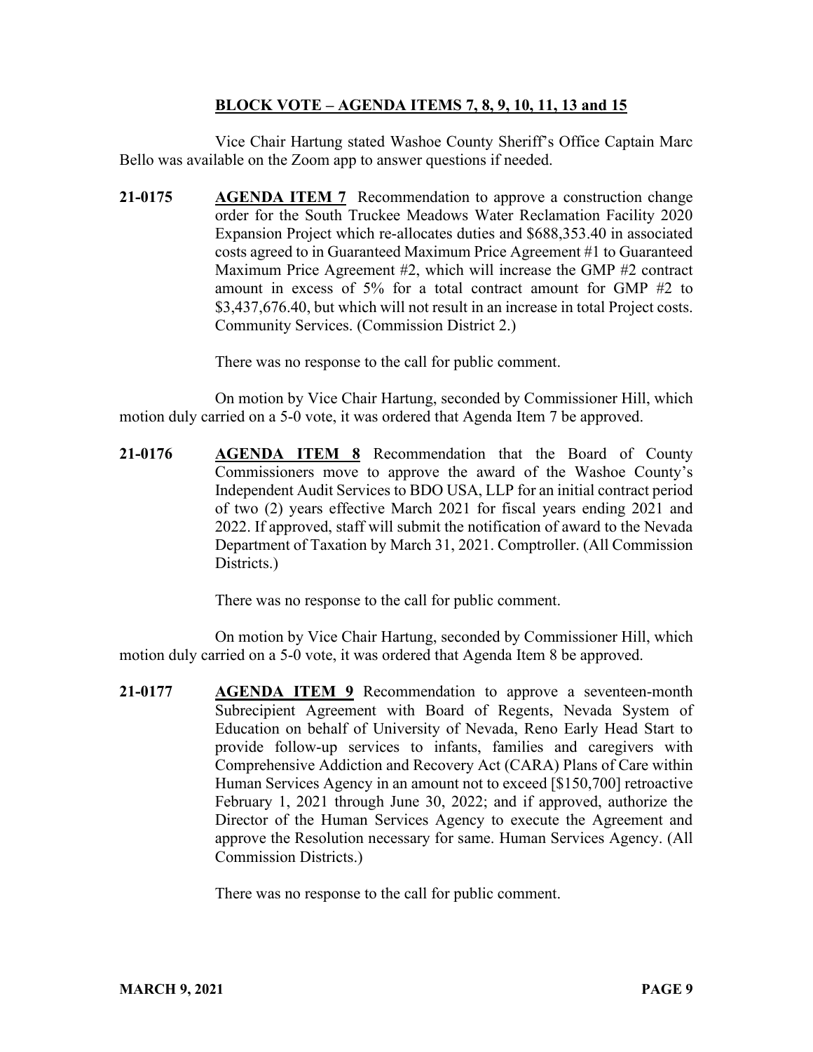## BLOCK VOTE – AGENDA ITEMS 7, 8, 9, 10, 11, 13 and 15

Vice Chair Hartung stated Washoe County Sheriff's Office Captain Marc Bello was available on the Zoom app to answer questions if needed.

**21-0175** **AGENDA ITEM 7** Recommendation to approve a construction change order for the South Truckee Meadows Water Reclamation Facility 2020 Expansion Project which re-allocates duties and $688,353.40 in associated costs agreed to in Guaranteed Maximum Price Agreement #1 to Guaranteed Maximum Price Agreement #2, which will increase the GMP #2 contract amount in excess of 5% for a total contract amount for GMP #2 to $3,437,676.40, but which will not result in an increase in total Project costs. Community Services. (Commission District 2.)

There was no response to the call for public comment.

On motion by Vice Chair Hartung, seconded by Commissioner Hill, which motion duly carried on a 5-0 vote, it was ordered that Agenda Item 7 be approved.

**21-0176** **AGENDA ITEM 8** Recommendation that the Board of County Commissioners move to approve the award of the Washoe County's Independent Audit Services to BDO USA, LLP for an initial contract period of two (2) years effective March 2021 for fiscal years ending 2021 and 2022. If approved, staff will submit the notification of award to the Nevada Department of Taxation by March 31, 2021. Comptroller. (All Commission Districts.)

There was no response to the call for public comment.

On motion by Vice Chair Hartung, seconded by Commissioner Hill, which motion duly carried on a 5-0 vote, it was ordered that Agenda Item 8 be approved.

**21-0177** **AGENDA ITEM 9** Recommendation to approve a seventeen-month Subrecipient Agreement with Board of Regents, Nevada System of Education on behalf of University of Nevada, Reno Early Head Start to provide follow-up services to infants, families and caregivers with Comprehensive Addiction and Recovery Act (CARA) Plans of Care within Human Services Agency in an amount not to exceed [$150,700] retroactive February 1, 2021 through June 30, 2022; and if approved, authorize the Director of the Human Services Agency to execute the Agreement and approve the Resolution necessary for same. Human Services Agency. (All Commission Districts.)

There was no response to the call for public comment.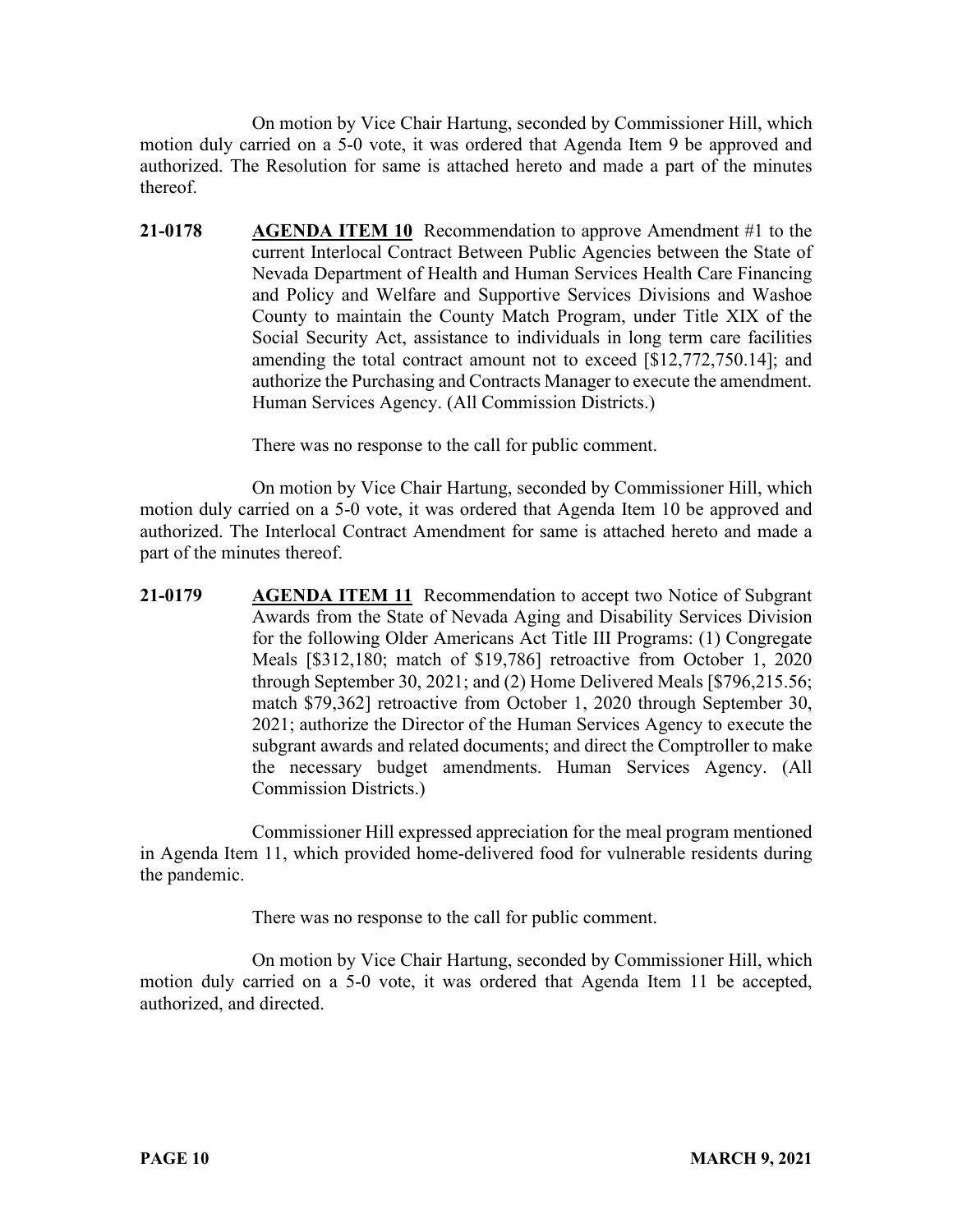On motion by Vice Chair Hartung, seconded by Commissioner Hill, which motion duly carried on a 5-0 vote, it was ordered that Agenda Item 9 be approved and authorized. The Resolution for same is attached hereto and made a part of the minutes thereof.

**21-0178** **AGENDA ITEM 10** Recommendation to approve Amendment #1 to the current Interlocal Contract Between Public Agencies between the State of Nevada Department of Health and Human Services Health Care Financing and Policy and Welfare and Supportive Services Divisions and Washoe County to maintain the County Match Program, under Title XIX of the Social Security Act, assistance to individuals in long term care facilities amending the total contract amount not to exceed [$12,772,750.14]; and authorize the Purchasing and Contracts Manager to execute the amendment. Human Services Agency. (All Commission Districts.)

There was no response to the call for public comment.

On motion by Vice Chair Hartung, seconded by Commissioner Hill, which motion duly carried on a 5-0 vote, it was ordered that Agenda Item 10 be approved and authorized. The Interlocal Contract Amendment for same is attached hereto and made a part of the minutes thereof.

**21-0179** **AGENDA ITEM 11** Recommendation to accept two Notice of Subgrant Awards from the State of Nevada Aging and Disability Services Division for the following Older Americans Act Title III Programs: (1) Congregate Meals [$312,180; match of $19,786] retroactive from October 1, 2020 through September 30, 2021; and (2) Home Delivered Meals [$796,215.56; match $79,362] retroactive from October 1, 2020 through September 30, 2021; authorize the Director of the Human Services Agency to execute the subgrant awards and related documents; and direct the Comptroller to make the necessary budget amendments. Human Services Agency. (All Commission Districts.)

Commissioner Hill expressed appreciation for the meal program mentioned in Agenda Item 11, which provided home-delivered food for vulnerable residents during the pandemic.

There was no response to the call for public comment.

On motion by Vice Chair Hartung, seconded by Commissioner Hill, which motion duly carried on a 5-0 vote, it was ordered that Agenda Item 11 be accepted, authorized, and directed.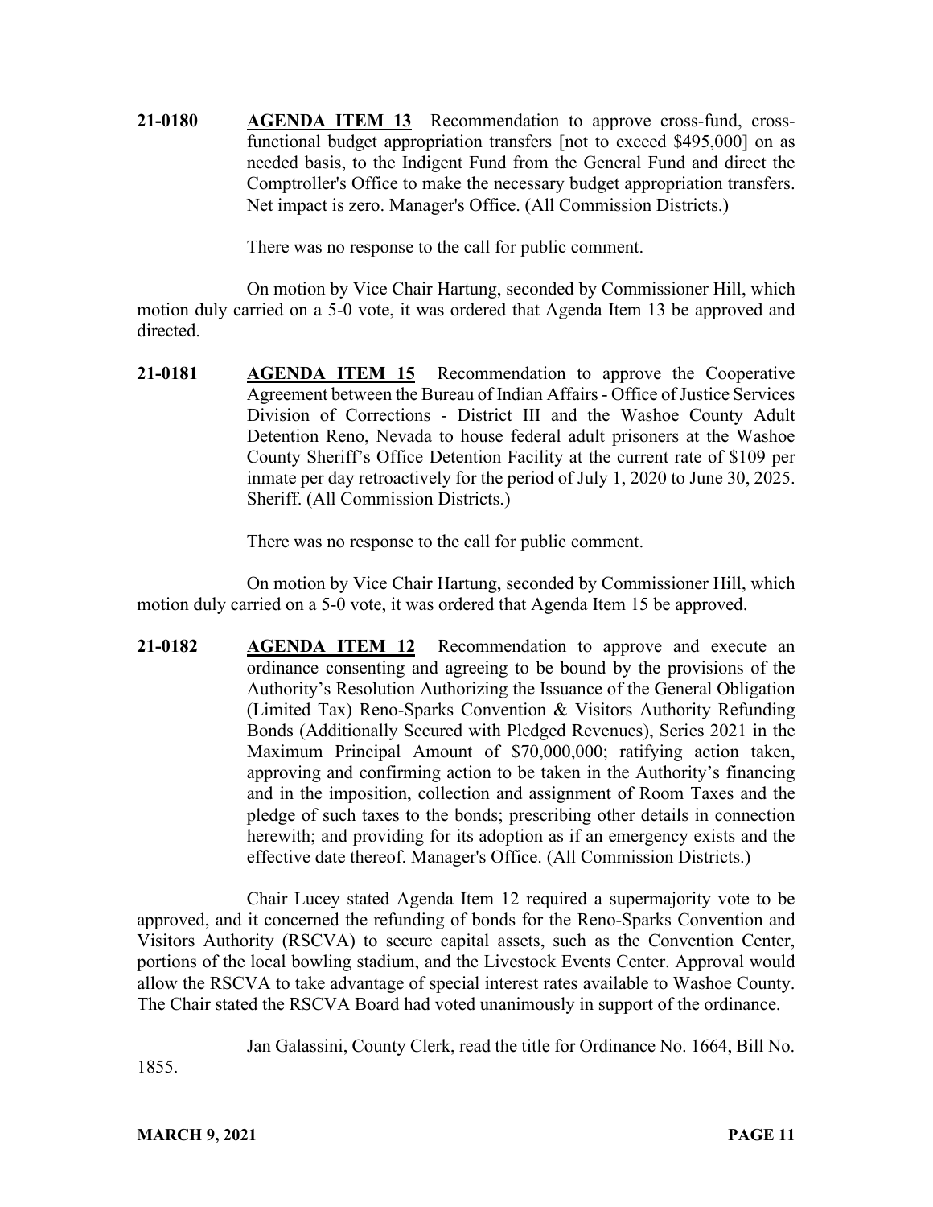**21-0180** **AGENDA ITEM 13** Recommendation to approve cross-fund, cross-functional budget appropriation transfers [not to exceed $495,000] on as needed basis, to the Indigent Fund from the General Fund and direct the Comptroller's Office to make the necessary budget appropriation transfers. Net impact is zero. Manager's Office. (All Commission Districts.)

There was no response to the call for public comment.

On motion by Vice Chair Hartung, seconded by Commissioner Hill, which motion duly carried on a 5-0 vote, it was ordered that Agenda Item 13 be approved and directed.

**21-0181** **AGENDA ITEM 15** Recommendation to approve the Cooperative Agreement between the Bureau of Indian Affairs - Office of Justice Services Division of Corrections - District III and the Washoe County Adult Detention Reno, Nevada to house federal adult prisoners at the Washoe County Sheriff's Office Detention Facility at the current rate of $109 per inmate per day retroactively for the period of July 1, 2020 to June 30, 2025. Sheriff. (All Commission Districts.)

There was no response to the call for public comment.

On motion by Vice Chair Hartung, seconded by Commissioner Hill, which motion duly carried on a 5-0 vote, it was ordered that Agenda Item 15 be approved.

**21-0182** **AGENDA ITEM 12** Recommendation to approve and execute an ordinance consenting and agreeing to be bound by the provisions of the Authority's Resolution Authorizing the Issuance of the General Obligation (Limited Tax) Reno-Sparks Convention & Visitors Authority Refunding Bonds (Additionally Secured with Pledged Revenues), Series 2021 in the Maximum Principal Amount of $70,000,000; ratifying action taken, approving and confirming action to be taken in the Authority's financing and in the imposition, collection and assignment of Room Taxes and the pledge of such taxes to the bonds; prescribing other details in connection herewith; and providing for its adoption as if an emergency exists and the effective date thereof. Manager's Office. (All Commission Districts.)

Chair Lucey stated Agenda Item 12 required a supermajority vote to be approved, and it concerned the refunding of bonds for the Reno-Sparks Convention and Visitors Authority (RSCVA) to secure capital assets, such as the Convention Center, portions of the local bowling stadium, and the Livestock Events Center. Approval would allow the RSCVA to take advantage of special interest rates available to Washoe County. The Chair stated the RSCVA Board had voted unanimously in support of the ordinance.

Jan Galassini, County Clerk, read the title for Ordinance No. 1664, Bill No. 1855.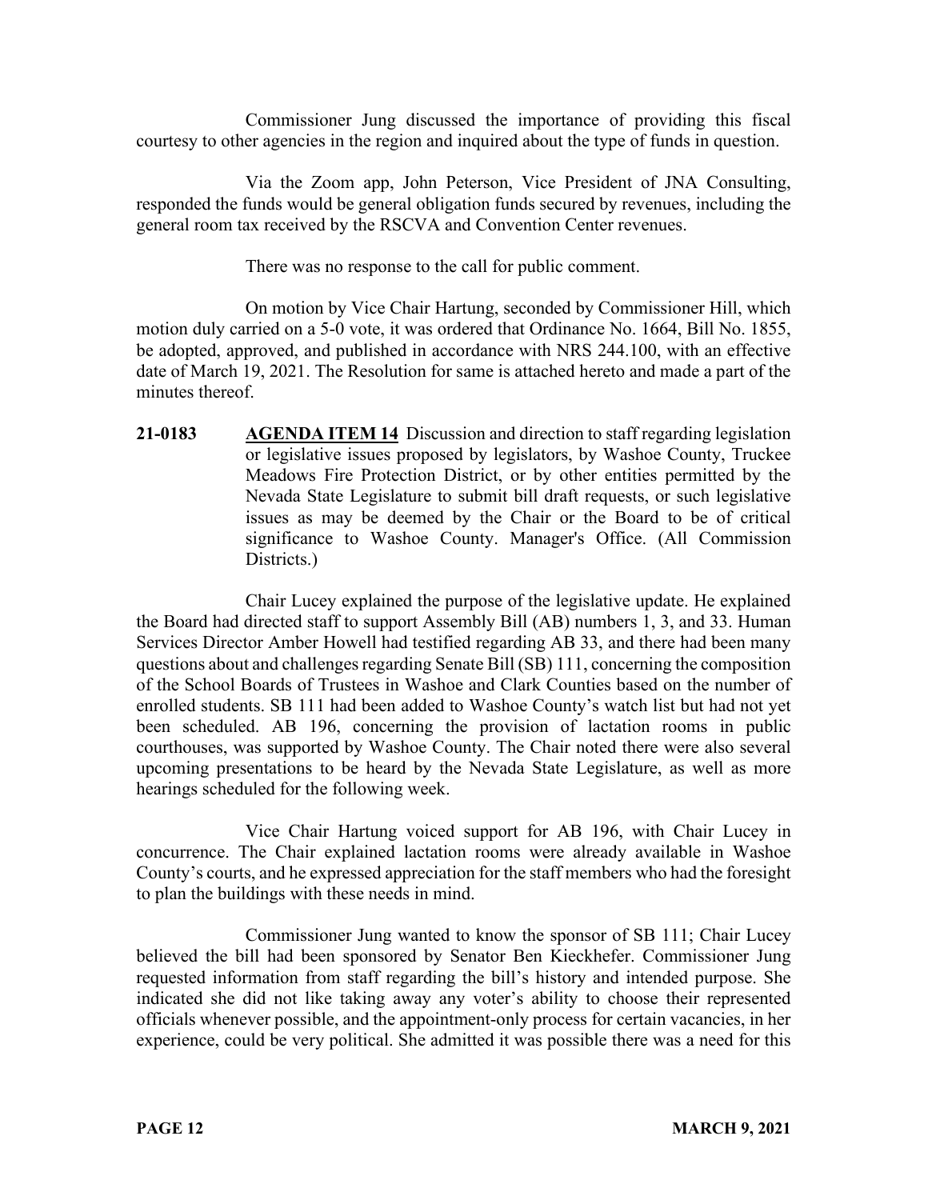Commissioner Jung discussed the importance of providing this fiscal courtesy to other agencies in the region and inquired about the type of funds in question.

Via the Zoom app, John Peterson, Vice President of JNA Consulting, responded the funds would be general obligation funds secured by revenues, including the general room tax received by the RSCVA and Convention Center revenues.

There was no response to the call for public comment.

On motion by Vice Chair Hartung, seconded by Commissioner Hill, which motion duly carried on a 5-0 vote, it was ordered that Ordinance No. 1664, Bill No. 1855, be adopted, approved, and published in accordance with NRS 244.100, with an effective date of March 19, 2021. The Resolution for same is attached hereto and made a part of the minutes thereof.

**21-0183** **AGENDA ITEM 14** Discussion and direction to staff regarding legislation or legislative issues proposed by legislators, by Washoe County, Truckee Meadows Fire Protection District, or by other entities permitted by the Nevada State Legislature to submit bill draft requests, or such legislative issues as may be deemed by the Chair or the Board to be of critical significance to Washoe County. Manager's Office. (All Commission Districts.)

Chair Lucey explained the purpose of the legislative update. He explained the Board had directed staff to support Assembly Bill (AB) numbers 1, 3, and 33. Human Services Director Amber Howell had testified regarding AB 33, and there had been many questions about and challenges regarding Senate Bill (SB) 111, concerning the composition of the School Boards of Trustees in Washoe and Clark Counties based on the number of enrolled students. SB 111 had been added to Washoe County's watch list but had not yet been scheduled. AB 196, concerning the provision of lactation rooms in public courthouses, was supported by Washoe County. The Chair noted there were also several upcoming presentations to be heard by the Nevada State Legislature, as well as more hearings scheduled for the following week.

Vice Chair Hartung voiced support for AB 196, with Chair Lucey in concurrence. The Chair explained lactation rooms were already available in Washoe County's courts, and he expressed appreciation for the staff members who had the foresight to plan the buildings with these needs in mind.

Commissioner Jung wanted to know the sponsor of SB 111; Chair Lucey believed the bill had been sponsored by Senator Ben Kieckhefer. Commissioner Jung requested information from staff regarding the bill's history and intended purpose. She indicated she did not like taking away any voter's ability to choose their represented officials whenever possible, and the appointment-only process for certain vacancies, in her experience, could be very political. She admitted it was possible there was a need for this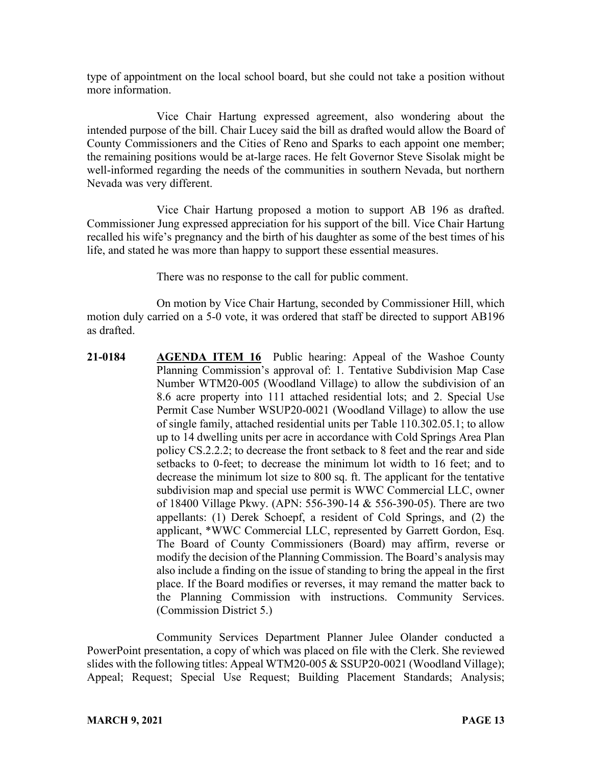type of appointment on the local school board, but she could not take a position without more information.

Vice Chair Hartung expressed agreement, also wondering about the intended purpose of the bill. Chair Lucey said the bill as drafted would allow the Board of County Commissioners and the Cities of Reno and Sparks to each appoint one member; the remaining positions would be at-large races. He felt Governor Steve Sisolak might be well-informed regarding the needs of the communities in southern Nevada, but northern Nevada was very different.

Vice Chair Hartung proposed a motion to support AB 196 as drafted. Commissioner Jung expressed appreciation for his support of the bill. Vice Chair Hartung recalled his wife's pregnancy and the birth of his daughter as some of the best times of his life, and stated he was more than happy to support these essential measures.

There was no response to the call for public comment.

On motion by Vice Chair Hartung, seconded by Commissioner Hill, which motion duly carried on a 5-0 vote, it was ordered that staff be directed to support AB196 as drafted.

**21-0184** **AGENDA ITEM 16** Public hearing: Appeal of the Washoe County Planning Commission's approval of: 1. Tentative Subdivision Map Case Number WTM20-005 (Woodland Village) to allow the subdivision of an 8.6 acre property into 111 attached residential lots; and 2. Special Use Permit Case Number WSUP20-0021 (Woodland Village) to allow the use of single family, attached residential units per Table 110.302.05.1; to allow up to 14 dwelling units per acre in accordance with Cold Springs Area Plan policy CS.2.2.2; to decrease the front setback to 8 feet and the rear and side setbacks to 0-feet; to decrease the minimum lot width to 16 feet; and to decrease the minimum lot size to 800 sq. ft. The applicant for the tentative subdivision map and special use permit is WWC Commercial LLC, owner of 18400 Village Pkwy. (APN: 556-390-14 & 556-390-05). There are two appellants: (1) Derek Schoepf, a resident of Cold Springs, and (2) the applicant, *WWC Commercial LLC, represented by Garrett Gordon, Esq. The Board of County Commissioners (Board) may affirm, reverse or modify the decision of the Planning Commission. The Board's analysis may also include a finding on the issue of standing to bring the appeal in the first place. If the Board modifies or reverses, it may remand the matter back to the Planning Commission with instructions. Community Services. (Commission District 5.)

Community Services Department Planner Julee Olander conducted a PowerPoint presentation, a copy of which was placed on file with the Clerk. She reviewed slides with the following titles: Appeal WTM20-005 & SSUP20-0021 (Woodland Village); Appeal; Request; Special Use Request; Building Placement Standards; Analysis;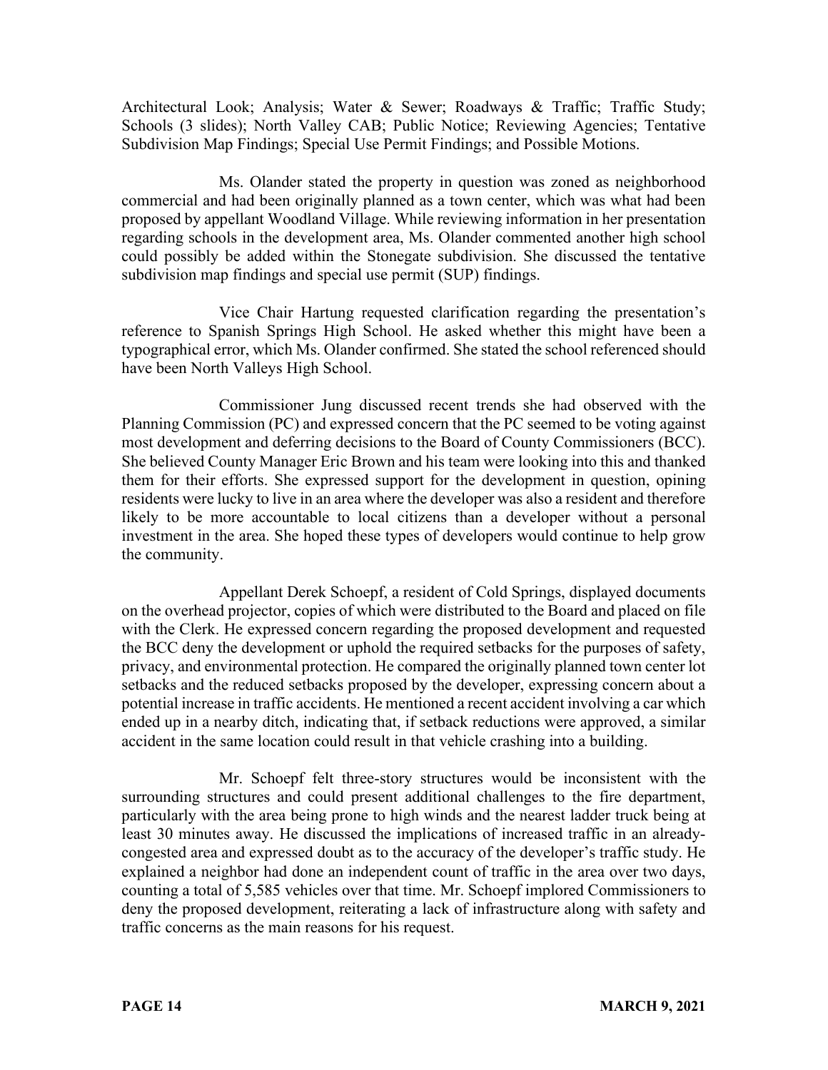Architectural Look; Analysis; Water & Sewer; Roadways & Traffic; Traffic Study; Schools (3 slides); North Valley CAB; Public Notice; Reviewing Agencies; Tentative Subdivision Map Findings; Special Use Permit Findings; and Possible Motions.

Ms. Olander stated the property in question was zoned as neighborhood commercial and had been originally planned as a town center, which was what had been proposed by appellant Woodland Village. While reviewing information in her presentation regarding schools in the development area, Ms. Olander commented another high school could possibly be added within the Stonegate subdivision. She discussed the tentative subdivision map findings and special use permit (SUP) findings.

Vice Chair Hartung requested clarification regarding the presentation's reference to Spanish Springs High School. He asked whether this might have been a typographical error, which Ms. Olander confirmed. She stated the school referenced should have been North Valleys High School.

Commissioner Jung discussed recent trends she had observed with the Planning Commission (PC) and expressed concern that the PC seemed to be voting against most development and deferring decisions to the Board of County Commissioners (BCC). She believed County Manager Eric Brown and his team were looking into this and thanked them for their efforts. She expressed support for the development in question, opining residents were lucky to live in an area where the developer was also a resident and therefore likely to be more accountable to local citizens than a developer without a personal investment in the area. She hoped these types of developers would continue to help grow the community.

Appellant Derek Schoepf, a resident of Cold Springs, displayed documents on the overhead projector, copies of which were distributed to the Board and placed on file with the Clerk. He expressed concern regarding the proposed development and requested the BCC deny the development or uphold the required setbacks for the purposes of safety, privacy, and environmental protection. He compared the originally planned town center lot setbacks and the reduced setbacks proposed by the developer, expressing concern about a potential increase in traffic accidents. He mentioned a recent accident involving a car which ended up in a nearby ditch, indicating that, if setback reductions were approved, a similar accident in the same location could result in that vehicle crashing into a building.

Mr. Schoepf felt three-story structures would be inconsistent with the surrounding structures and could present additional challenges to the fire department, particularly with the area being prone to high winds and the nearest ladder truck being at least 30 minutes away. He discussed the implications of increased traffic in an already-congested area and expressed doubt as to the accuracy of the developer's traffic study. He explained a neighbor had done an independent count of traffic in the area over two days, counting a total of 5,585 vehicles over that time. Mr. Schoepf implored Commissioners to deny the proposed development, reiterating a lack of infrastructure along with safety and traffic concerns as the main reasons for his request.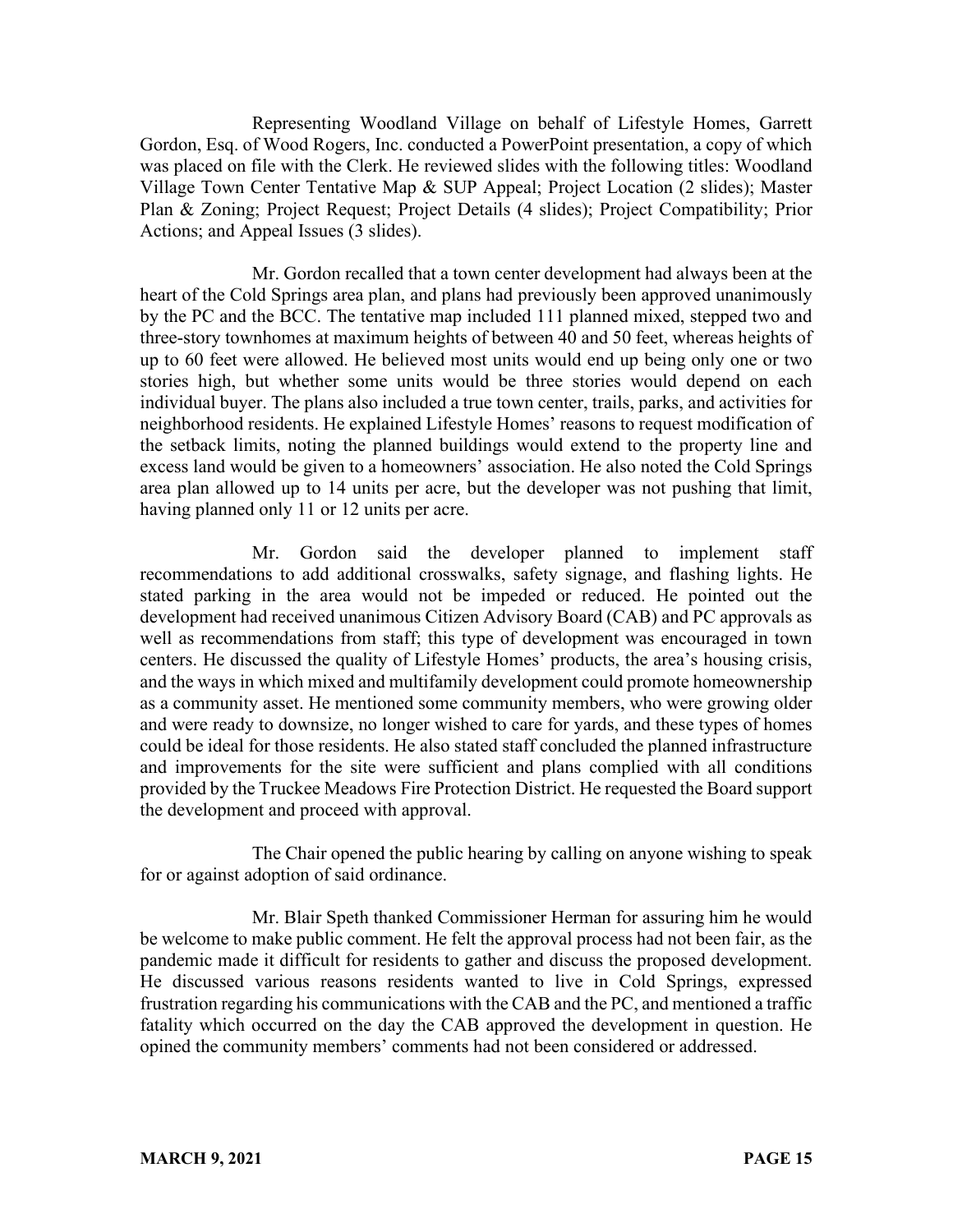Representing Woodland Village on behalf of Lifestyle Homes, Garrett Gordon, Esq. of Wood Rogers, Inc. conducted a PowerPoint presentation, a copy of which was placed on file with the Clerk. He reviewed slides with the following titles: Woodland Village Town Center Tentative Map & SUP Appeal; Project Location (2 slides); Master Plan & Zoning; Project Request; Project Details (4 slides); Project Compatibility; Prior Actions; and Appeal Issues (3 slides).

Mr. Gordon recalled that a town center development had always been at the heart of the Cold Springs area plan, and plans had previously been approved unanimously by the PC and the BCC. The tentative map included 111 planned mixed, stepped two and three-story townhomes at maximum heights of between 40 and 50 feet, whereas heights of up to 60 feet were allowed. He believed most units would end up being only one or two stories high, but whether some units would be three stories would depend on each individual buyer. The plans also included a true town center, trails, parks, and activities for neighborhood residents. He explained Lifestyle Homes' reasons to request modification of the setback limits, noting the planned buildings would extend to the property line and excess land would be given to a homeowners' association. He also noted the Cold Springs area plan allowed up to 14 units per acre, but the developer was not pushing that limit, having planned only 11 or 12 units per acre.

Mr. Gordon said the developer planned to implement staff recommendations to add additional crosswalks, safety signage, and flashing lights. He stated parking in the area would not be impeded or reduced. He pointed out the development had received unanimous Citizen Advisory Board (CAB) and PC approvals as well as recommendations from staff; this type of development was encouraged in town centers. He discussed the quality of Lifestyle Homes' products, the area's housing crisis, and the ways in which mixed and multifamily development could promote homeownership as a community asset. He mentioned some community members, who were growing older and were ready to downsize, no longer wished to care for yards, and these types of homes could be ideal for those residents. He also stated staff concluded the planned infrastructure and improvements for the site were sufficient and plans complied with all conditions provided by the Truckee Meadows Fire Protection District. He requested the Board support the development and proceed with approval.

The Chair opened the public hearing by calling on anyone wishing to speak for or against adoption of said ordinance.

Mr. Blair Speth thanked Commissioner Herman for assuring him he would be welcome to make public comment. He felt the approval process had not been fair, as the pandemic made it difficult for residents to gather and discuss the proposed development. He discussed various reasons residents wanted to live in Cold Springs, expressed frustration regarding his communications with the CAB and the PC, and mentioned a traffic fatality which occurred on the day the CAB approved the development in question. He opined the community members' comments had not been considered or addressed.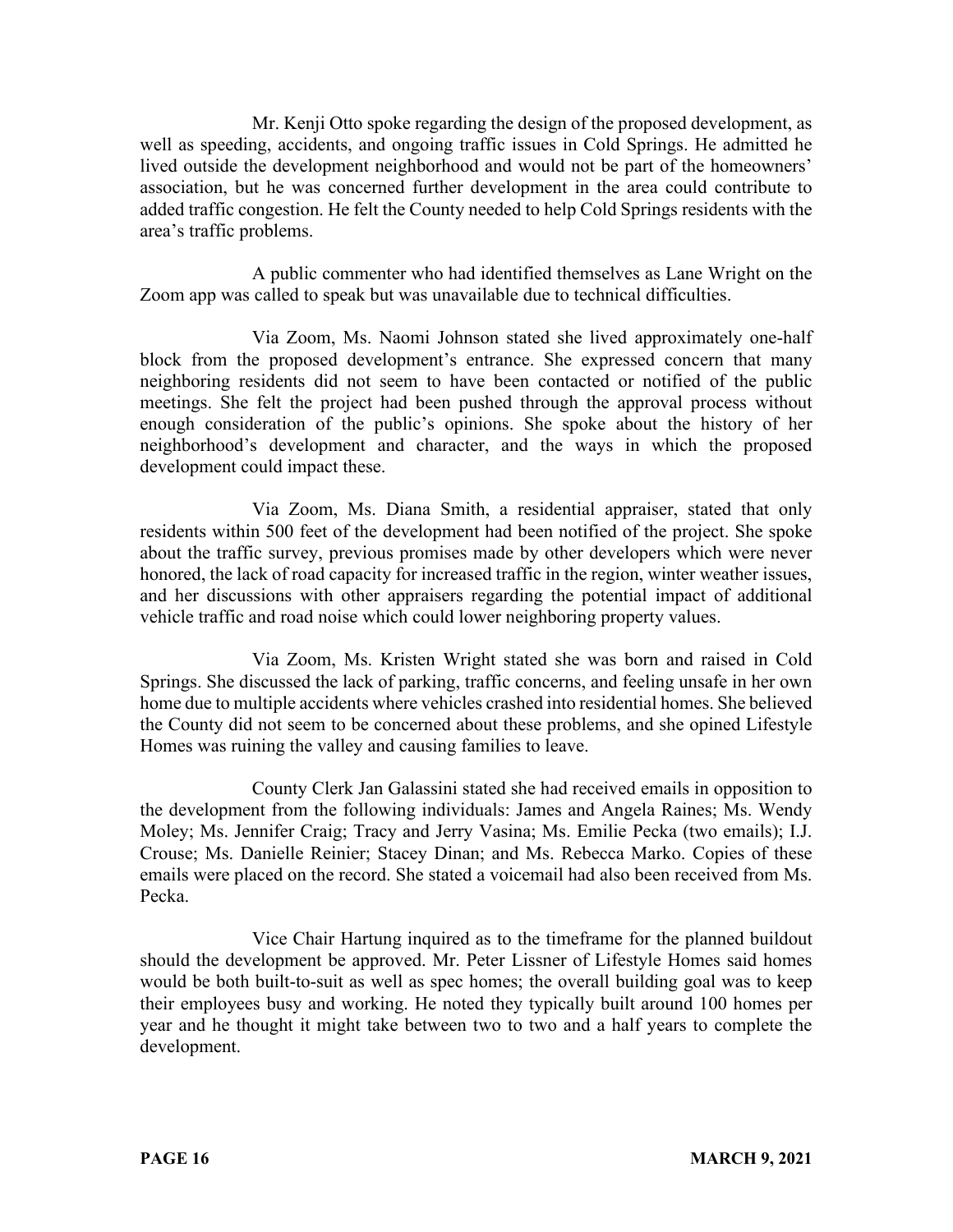Mr. Kenji Otto spoke regarding the design of the proposed development, as well as speeding, accidents, and ongoing traffic issues in Cold Springs. He admitted he lived outside the development neighborhood and would not be part of the homeowners' association, but he was concerned further development in the area could contribute to added traffic congestion. He felt the County needed to help Cold Springs residents with the area's traffic problems.

A public commenter who had identified themselves as Lane Wright on the Zoom app was called to speak but was unavailable due to technical difficulties.

Via Zoom, Ms. Naomi Johnson stated she lived approximately one-half block from the proposed development's entrance. She expressed concern that many neighboring residents did not seem to have been contacted or notified of the public meetings. She felt the project had been pushed through the approval process without enough consideration of the public's opinions. She spoke about the history of her neighborhood's development and character, and the ways in which the proposed development could impact these.

Via Zoom, Ms. Diana Smith, a residential appraiser, stated that only residents within 500 feet of the development had been notified of the project. She spoke about the traffic survey, previous promises made by other developers which were never honored, the lack of road capacity for increased traffic in the region, winter weather issues, and her discussions with other appraisers regarding the potential impact of additional vehicle traffic and road noise which could lower neighboring property values.

Via Zoom, Ms. Kristen Wright stated she was born and raised in Cold Springs. She discussed the lack of parking, traffic concerns, and feeling unsafe in her own home due to multiple accidents where vehicles crashed into residential homes. She believed the County did not seem to be concerned about these problems, and she opined Lifestyle Homes was ruining the valley and causing families to leave.

County Clerk Jan Galassini stated she had received emails in opposition to the development from the following individuals: James and Angela Raines; Ms. Wendy Moley; Ms. Jennifer Craig; Tracy and Jerry Vasina; Ms. Emilie Pecka (two emails); I.J. Crouse; Ms. Danielle Reinier; Stacey Dinan; and Ms. Rebecca Marko. Copies of these emails were placed on the record. She stated a voicemail had also been received from Ms. Pecka.

Vice Chair Hartung inquired as to the timeframe for the planned buildout should the development be approved. Mr. Peter Lissner of Lifestyle Homes said homes would be both built-to-suit as well as spec homes; the overall building goal was to keep their employees busy and working. He noted they typically built around 100 homes per year and he thought it might take between two to two and a half years to complete the development.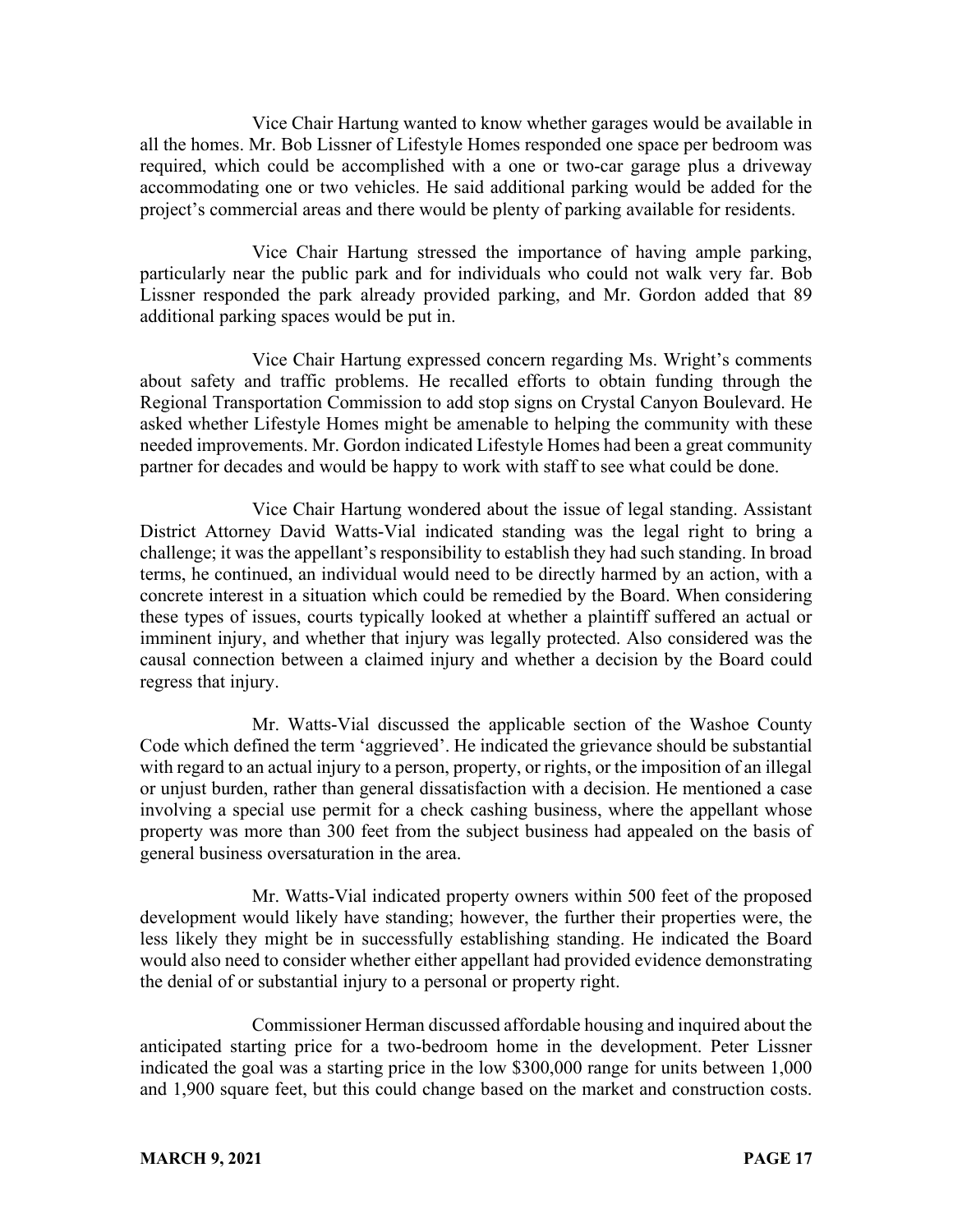Vice Chair Hartung wanted to know whether garages would be available in all the homes. Mr. Bob Lissner of Lifestyle Homes responded one space per bedroom was required, which could be accomplished with a one or two-car garage plus a driveway accommodating one or two vehicles. He said additional parking would be added for the project's commercial areas and there would be plenty of parking available for residents.

Vice Chair Hartung stressed the importance of having ample parking, particularly near the public park and for individuals who could not walk very far. Bob Lissner responded the park already provided parking, and Mr. Gordon added that 89 additional parking spaces would be put in.

Vice Chair Hartung expressed concern regarding Ms. Wright's comments about safety and traffic problems. He recalled efforts to obtain funding through the Regional Transportation Commission to add stop signs on Crystal Canyon Boulevard. He asked whether Lifestyle Homes might be amenable to helping the community with these needed improvements. Mr. Gordon indicated Lifestyle Homes had been a great community partner for decades and would be happy to work with staff to see what could be done.

Vice Chair Hartung wondered about the issue of legal standing. Assistant District Attorney David Watts-Vial indicated standing was the legal right to bring a challenge; it was the appellant's responsibility to establish they had such standing. In broad terms, he continued, an individual would need to be directly harmed by an action, with a concrete interest in a situation which could be remedied by the Board. When considering these types of issues, courts typically looked at whether a plaintiff suffered an actual or imminent injury, and whether that injury was legally protected. Also considered was the causal connection between a claimed injury and whether a decision by the Board could regress that injury.

Mr. Watts-Vial discussed the applicable section of the Washoe County Code which defined the term 'aggrieved'. He indicated the grievance should be substantial with regard to an actual injury to a person, property, or rights, or the imposition of an illegal or unjust burden, rather than general dissatisfaction with a decision. He mentioned a case involving a special use permit for a check cashing business, where the appellant whose property was more than 300 feet from the subject business had appealed on the basis of general business oversaturation in the area.

Mr. Watts-Vial indicated property owners within 500 feet of the proposed development would likely have standing; however, the further their properties were, the less likely they might be in successfully establishing standing. He indicated the Board would also need to consider whether either appellant had provided evidence demonstrating the denial of or substantial injury to a personal or property right.

Commissioner Herman discussed affordable housing and inquired about the anticipated starting price for a two-bedroom home in the development. Peter Lissner indicated the goal was a starting price in the low $300,000 range for units between 1,000 and 1,900 square feet, but this could change based on the market and construction costs.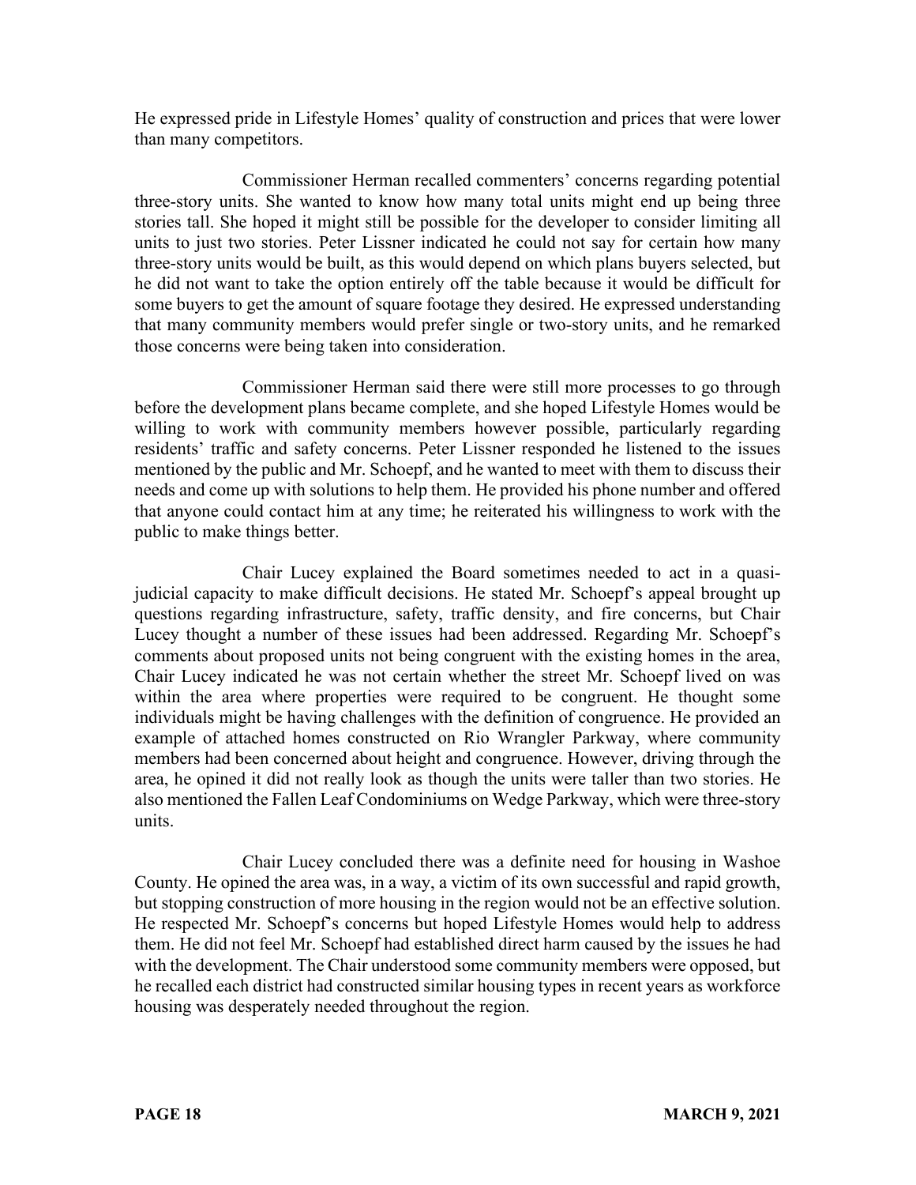He expressed pride in Lifestyle Homes' quality of construction and prices that were lower than many competitors.

Commissioner Herman recalled commenters' concerns regarding potential three-story units. She wanted to know how many total units might end up being three stories tall. She hoped it might still be possible for the developer to consider limiting all units to just two stories. Peter Lissner indicated he could not say for certain how many three-story units would be built, as this would depend on which plans buyers selected, but he did not want to take the option entirely off the table because it would be difficult for some buyers to get the amount of square footage they desired. He expressed understanding that many community members would prefer single or two-story units, and he remarked those concerns were being taken into consideration.

Commissioner Herman said there were still more processes to go through before the development plans became complete, and she hoped Lifestyle Homes would be willing to work with community members however possible, particularly regarding residents' traffic and safety concerns. Peter Lissner responded he listened to the issues mentioned by the public and Mr. Schoepf, and he wanted to meet with them to discuss their needs and come up with solutions to help them. He provided his phone number and offered that anyone could contact him at any time; he reiterated his willingness to work with the public to make things better.

Chair Lucey explained the Board sometimes needed to act in a quasi-judicial capacity to make difficult decisions. He stated Mr. Schoepf's appeal brought up questions regarding infrastructure, safety, traffic density, and fire concerns, but Chair Lucey thought a number of these issues had been addressed. Regarding Mr. Schoepf's comments about proposed units not being congruent with the existing homes in the area, Chair Lucey indicated he was not certain whether the street Mr. Schoepf lived on was within the area where properties were required to be congruent. He thought some individuals might be having challenges with the definition of congruence. He provided an example of attached homes constructed on Rio Wrangler Parkway, where community members had been concerned about height and congruence. However, driving through the area, he opined it did not really look as though the units were taller than two stories. He also mentioned the Fallen Leaf Condominiums on Wedge Parkway, which were three-story units.

Chair Lucey concluded there was a definite need for housing in Washoe County. He opined the area was, in a way, a victim of its own successful and rapid growth, but stopping construction of more housing in the region would not be an effective solution. He respected Mr. Schoepf's concerns but hoped Lifestyle Homes would help to address them. He did not feel Mr. Schoepf had established direct harm caused by the issues he had with the development. The Chair understood some community members were opposed, but he recalled each district had constructed similar housing types in recent years as workforce housing was desperately needed throughout the region.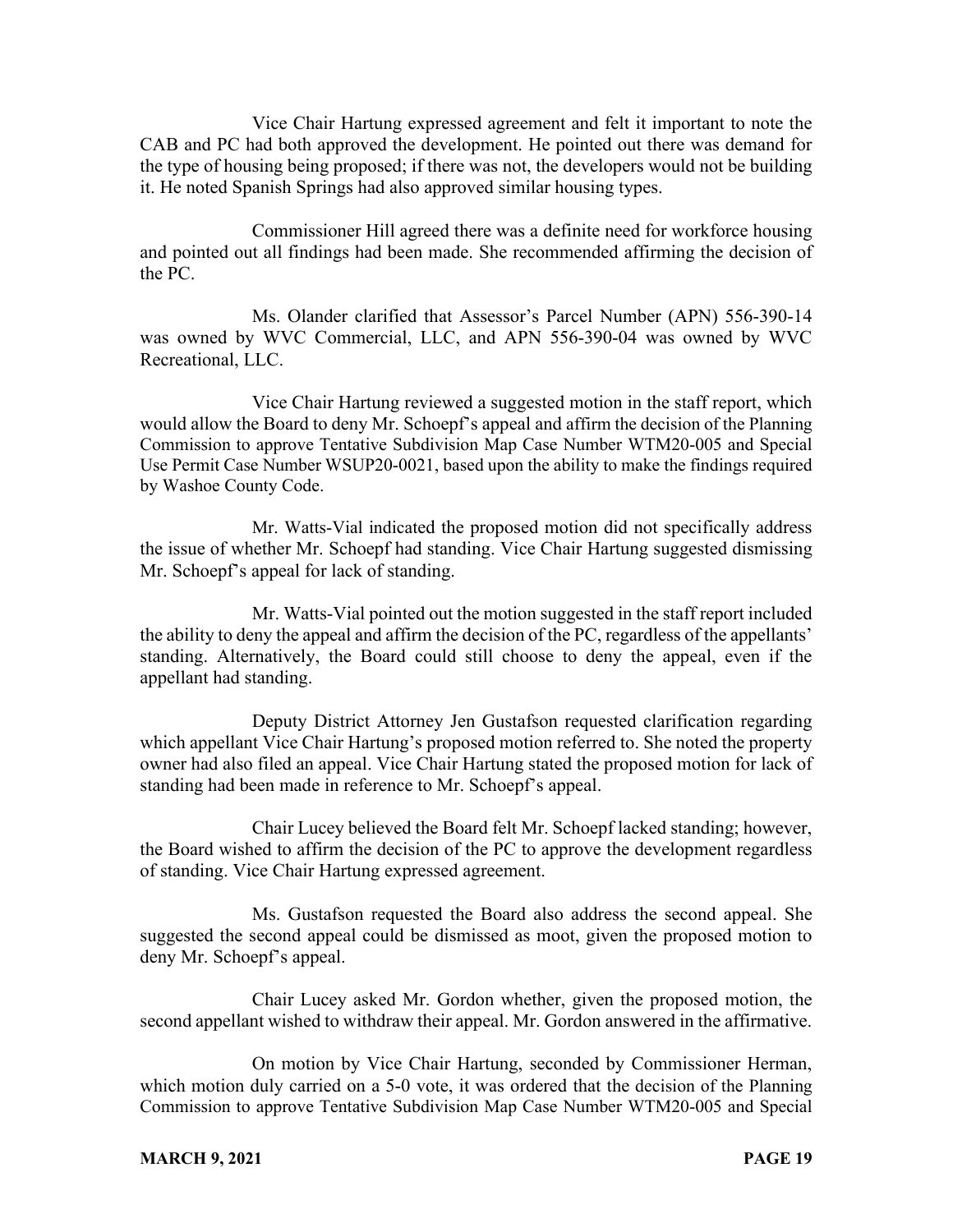Vice Chair Hartung expressed agreement and felt it important to note the CAB and PC had both approved the development. He pointed out there was demand for the type of housing being proposed; if there was not, the developers would not be building it. He noted Spanish Springs had also approved similar housing types.

Commissioner Hill agreed there was a definite need for workforce housing and pointed out all findings had been made. She recommended affirming the decision of the PC.

Ms. Olander clarified that Assessor's Parcel Number (APN) 556-390-14 was owned by WVC Commercial, LLC, and APN 556-390-04 was owned by WVC Recreational, LLC.

Vice Chair Hartung reviewed a suggested motion in the staff report, which would allow the Board to deny Mr. Schoepf's appeal and affirm the decision of the Planning Commission to approve Tentative Subdivision Map Case Number WTM20-005 and Special Use Permit Case Number WSUP20-0021, based upon the ability to make the findings required by Washoe County Code.

Mr. Watts-Vial indicated the proposed motion did not specifically address the issue of whether Mr. Schoepf had standing. Vice Chair Hartung suggested dismissing Mr. Schoepf's appeal for lack of standing.

Mr. Watts-Vial pointed out the motion suggested in the staff report included the ability to deny the appeal and affirm the decision of the PC, regardless of the appellants' standing. Alternatively, the Board could still choose to deny the appeal, even if the appellant had standing.

Deputy District Attorney Jen Gustafson requested clarification regarding which appellant Vice Chair Hartung's proposed motion referred to. She noted the property owner had also filed an appeal. Vice Chair Hartung stated the proposed motion for lack of standing had been made in reference to Mr. Schoepf's appeal.

Chair Lucey believed the Board felt Mr. Schoepf lacked standing; however, the Board wished to affirm the decision of the PC to approve the development regardless of standing. Vice Chair Hartung expressed agreement.

Ms. Gustafson requested the Board also address the second appeal. She suggested the second appeal could be dismissed as moot, given the proposed motion to deny Mr. Schoepf's appeal.

Chair Lucey asked Mr. Gordon whether, given the proposed motion, the second appellant wished to withdraw their appeal. Mr. Gordon answered in the affirmative.

On motion by Vice Chair Hartung, seconded by Commissioner Herman, which motion duly carried on a 5-0 vote, it was ordered that the decision of the Planning Commission to approve Tentative Subdivision Map Case Number WTM20-005 and Special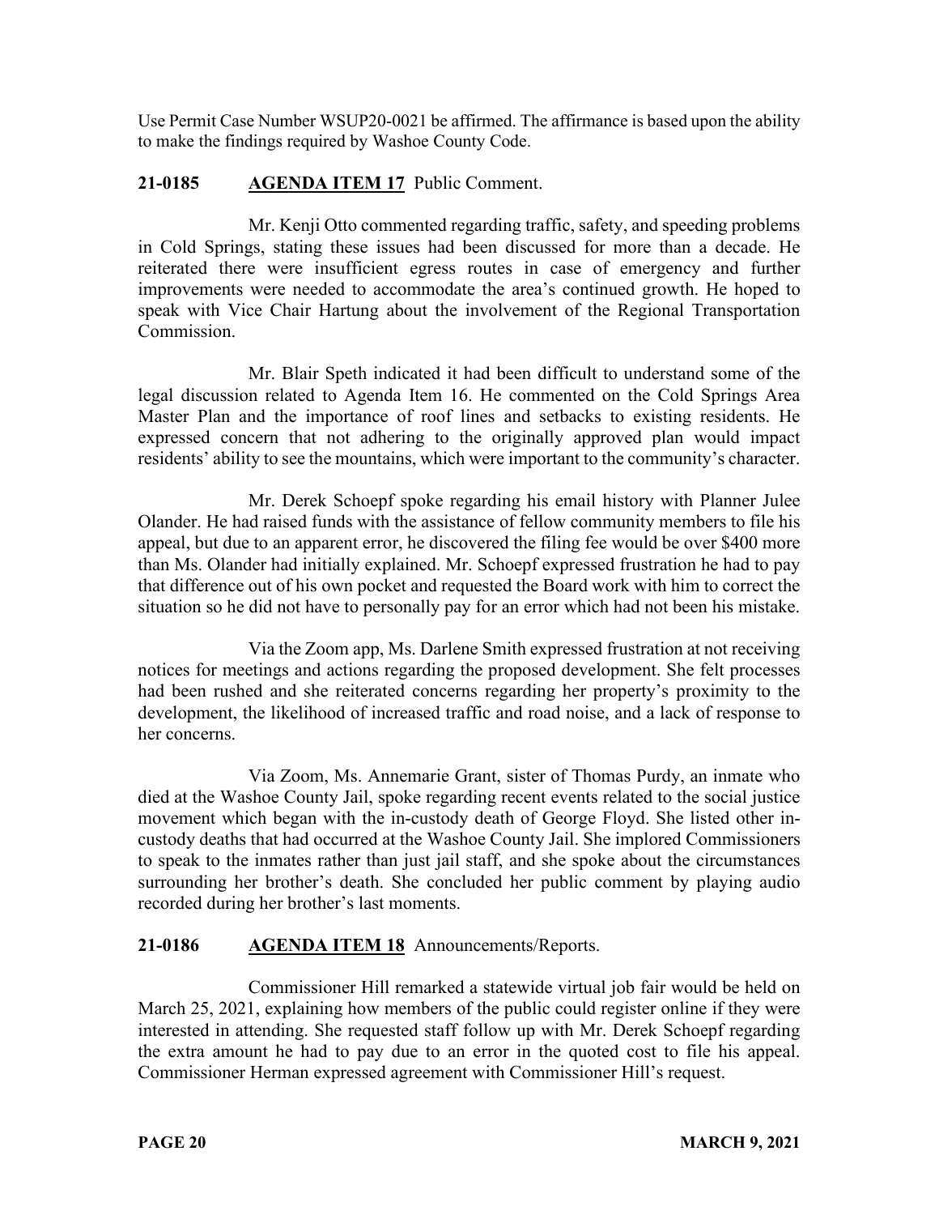Use Permit Case Number WSUP20-0021 be affirmed. The affirmance is based upon the ability to make the findings required by Washoe County Code.

**21-0185 AGENDA ITEM 17** Public Comment.

Mr. Kenji Otto commented regarding traffic, safety, and speeding problems in Cold Springs, stating these issues had been discussed for more than a decade. He reiterated there were insufficient egress routes in case of emergency and further improvements were needed to accommodate the area's continued growth. He hoped to speak with Vice Chair Hartung about the involvement of the Regional Transportation Commission.

Mr. Blair Speth indicated it had been difficult to understand some of the legal discussion related to Agenda Item 16. He commented on the Cold Springs Area Master Plan and the importance of roof lines and setbacks to existing residents. He expressed concern that not adhering to the originally approved plan would impact residents' ability to see the mountains, which were important to the community's character.

Mr. Derek Schoepf spoke regarding his email history with Planner Julee Olander. He had raised funds with the assistance of fellow community members to file his appeal, but due to an apparent error, he discovered the filing fee would be over $400 more than Ms. Olander had initially explained. Mr. Schoepf expressed frustration he had to pay that difference out of his own pocket and requested the Board work with him to correct the situation so he did not have to personally pay for an error which had not been his mistake.

Via the Zoom app, Ms. Darlene Smith expressed frustration at not receiving notices for meetings and actions regarding the proposed development. She felt processes had been rushed and she reiterated concerns regarding her property's proximity to the development, the likelihood of increased traffic and road noise, and a lack of response to her concerns.

Via Zoom, Ms. Annemarie Grant, sister of Thomas Purdy, an inmate who died at the Washoe County Jail, spoke regarding recent events related to the social justice movement which began with the in-custody death of George Floyd. She listed other in-custody deaths that had occurred at the Washoe County Jail. She implored Commissioners to speak to the inmates rather than just jail staff, and she spoke about the circumstances surrounding her brother's death. She concluded her public comment by playing audio recorded during her brother's last moments.

**21-0186 AGENDA ITEM 18** Announcements/Reports.

Commissioner Hill remarked a statewide virtual job fair would be held on March 25, 2021, explaining how members of the public could register online if they were interested in attending. She requested staff follow up with Mr. Derek Schoepf regarding the extra amount he had to pay due to an error in the quoted cost to file his appeal. Commissioner Herman expressed agreement with Commissioner Hill's request.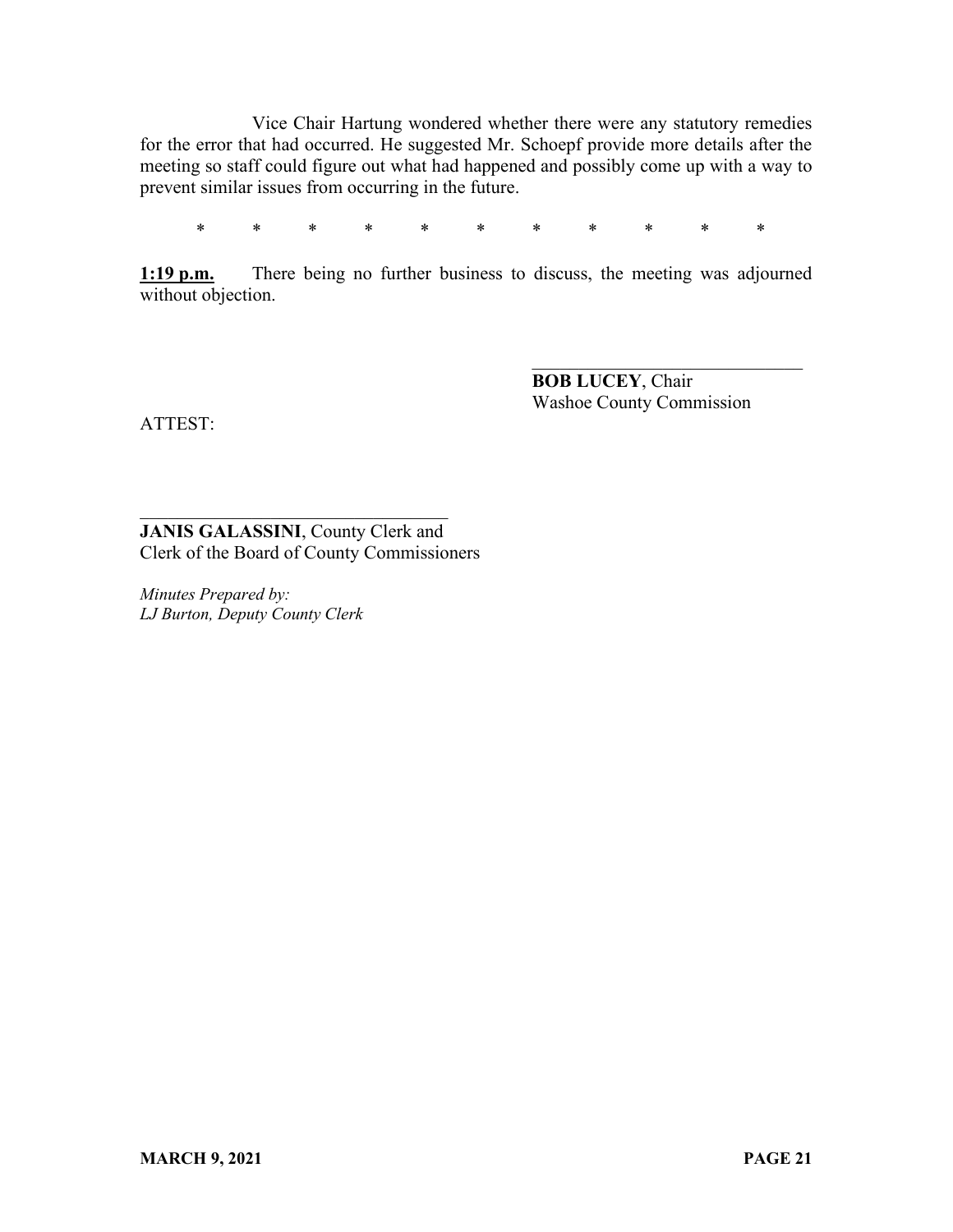Vice Chair Hartung wondered whether there were any statutory remedies for the error that had occurred. He suggested Mr. Schoepf provide more details after the meeting so staff could figure out what had happened and possibly come up with a way to prevent similar issues from occurring in the future.

\*          \*          \*          \*          \*          \*          \*          \*          \*          \*          \*

**1:19 p.m.** There being no further business to discuss, the meeting was adjourned without objection.

\_\_\_\_\_\_\_\_\_\_\_\_\_\_\_\_\_\_\_\_\_\_\_\_\_\_\_\_\_\_

**BOB LUCEY**, Chair
Washoe County Commission

ATTEST:

\_\_\_\_\_\_\_\_\_\_\_\_\_\_\_\_\_\_\_\_\_\_\_\_\_\_\_\_\_\_\_\_\_\_

**JANIS GALASSINI**, County Clerk and
Clerk of the Board of County Commissioners

*Minutes Prepared by:*
*LJ Burton, Deputy County Clerk*